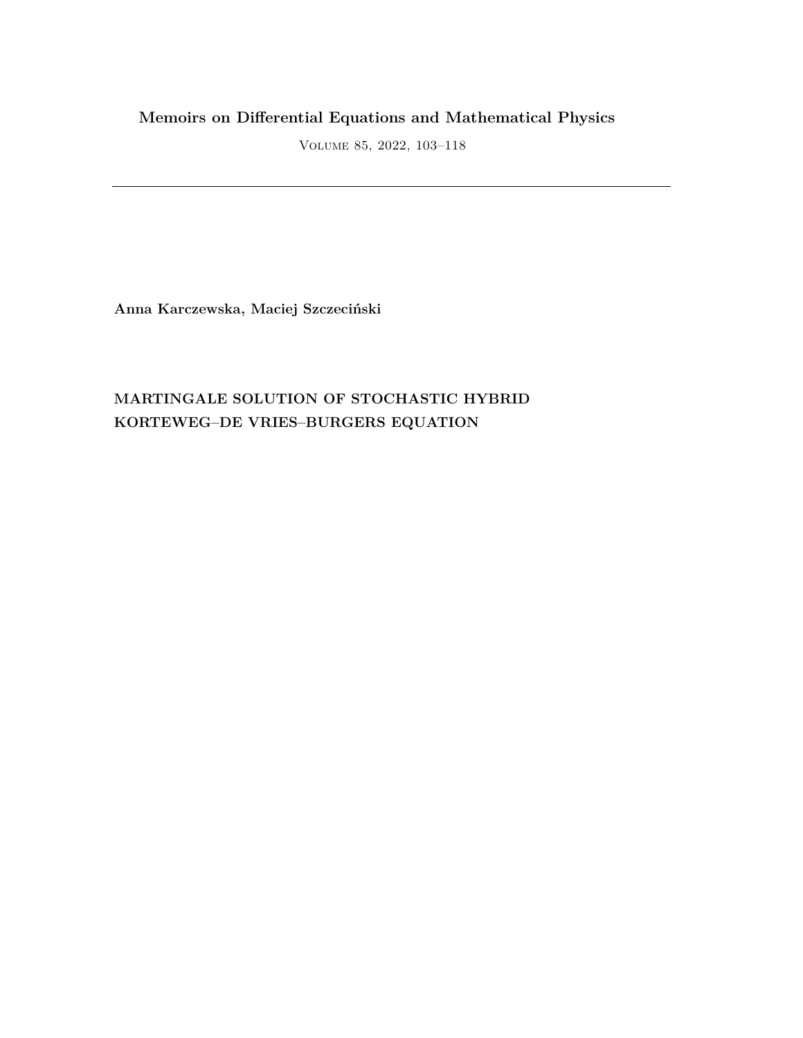**Memoirs on Differential Equations and Mathematical Physics**

Volume 85, 2022, 103–118

---

**Anna Karczewska, Maciej Szczeciński**

# MARTINGALE SOLUTION OF STOCHASTIC HYBRID KORTEWEG–DE VRIES–BURGERS EQUATION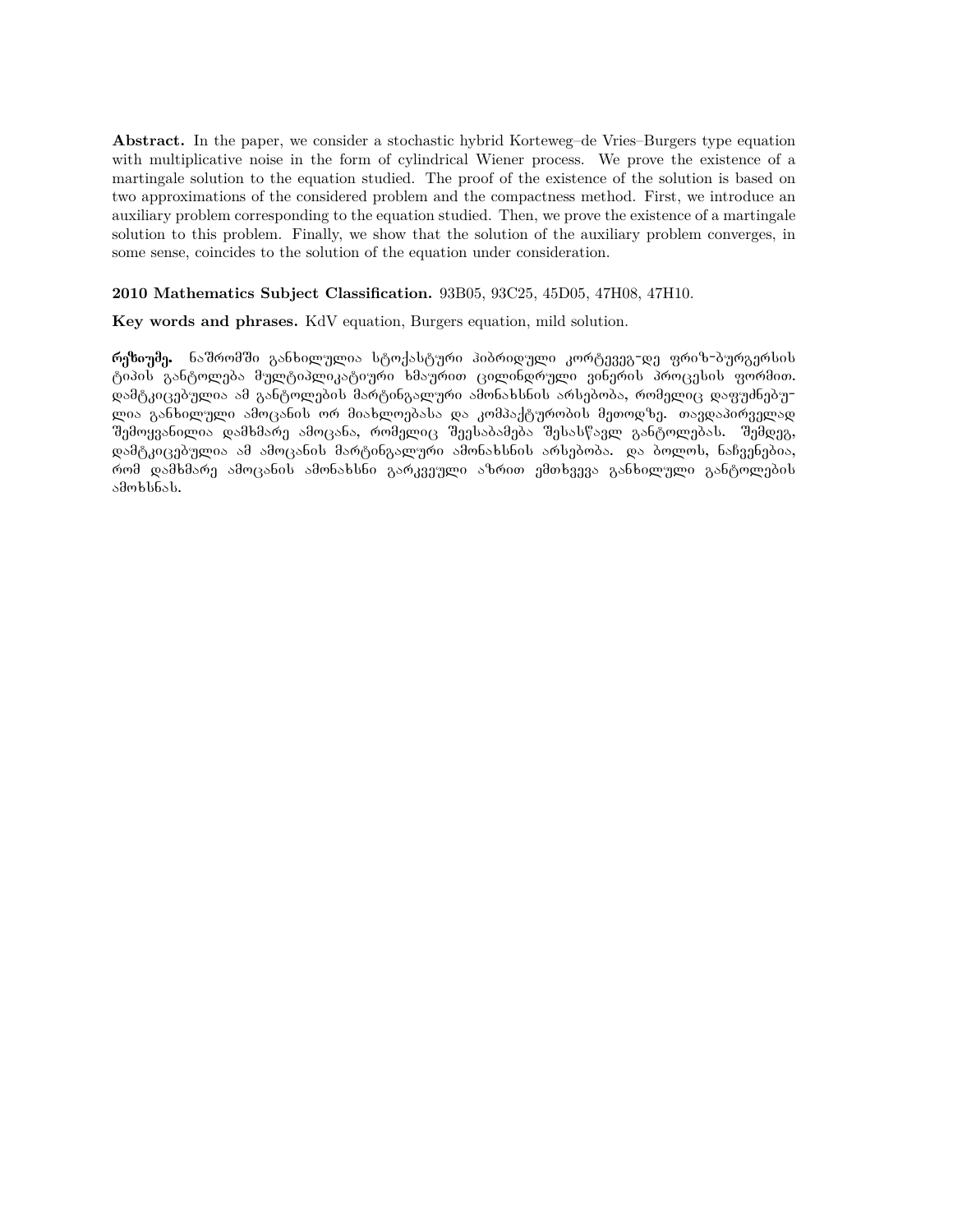**Abstract.** In the paper, we consider a stochastic hybrid Korteweg–de Vries–Burgers type equation with multiplicative noise in the form of cylindrical Wiener process. We prove the existence of a martingale solution to the equation studied. The proof of the existence of the solution is based on two approximations of the considered problem and the compactness method. First, we introduce an auxiliary problem corresponding to the equation studied. Then, we prove the existence of a martingale solution to this problem. Finally, we show that the solution of the auxiliary problem converges, in some sense, coincides to the solution of the equation under consideration.

**2010 Mathematics Subject Classification.** 93B05, 93C25, 45D05, 47H08, 47H10.

**Key words and phrases.** KdV equation, Burgers equation, mild solution.

**რეზიუმე.** ნაშრომში განხილულია სტოქასტური ჰიბრიდული კორტევეგ–დე ფრიზ–ბურგერსის ტიპის განტოლება მულტიპლიკატიური ხმაურით ცილინდრული ვინერის პროცესის ფორმით. დამტკიცებულია ამ განტოლების მარტინგალური ამონახსნის არსებობა, რომელიც დაფუძნებულია განხილული ამოცანის ორ მიახლოებასა და კომპაქტურობის მეთოდზე. თავდაპირველად შემოყვანილია დამხმარე ამოცანა, რომელიც შეესაბამება შესასწავლ განტოლებას. შემდეგ, დამტკიცებულია ამ ამოცანის მარტინგალური ამონახსნის არსებობა. და ბოლოს, ნაჩვენებია, რომ დამხმარე ამოცანის ამონახსნი გარკვეული აზრით ემთხვევა განხილული განტოლების ამოხსნას.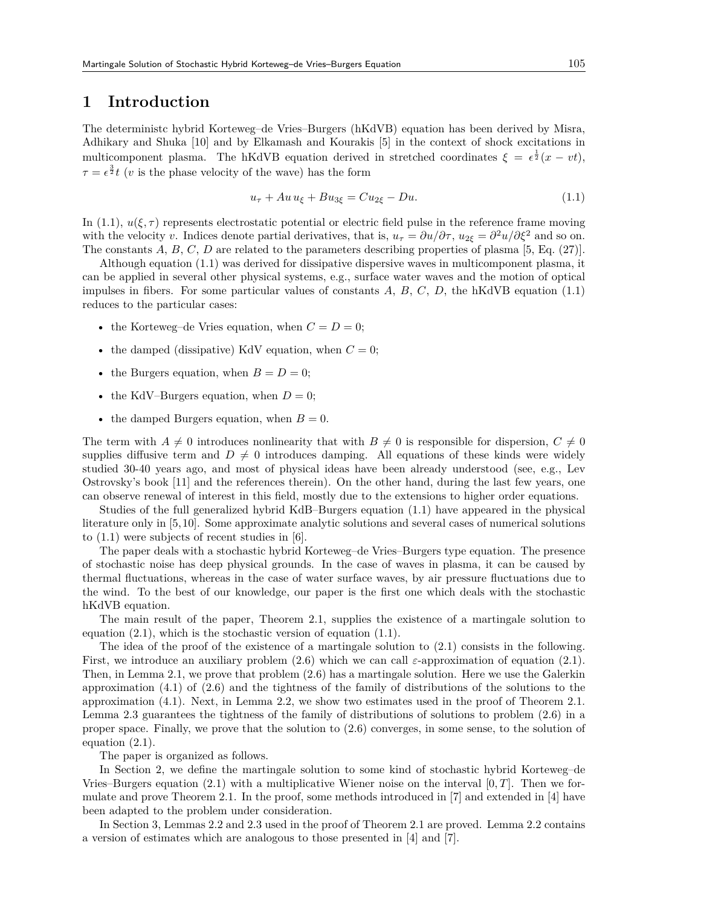# 1 Introduction

The deterministc hybrid Korteweg–de Vries–Burgers (hKdVB) equation has been derived by Misra, Adhikary and Shuka [10] and by Elkamash and Kourakis [5] in the context of shock excitations in multicomponent plasma. The hKdVB equation derived in stretched coordinates $\xi = \epsilon^{\frac{1}{2}}(x - vt)$, $\tau = \epsilon^{\frac{3}{2}}t$ ($v$ is the phase velocity of the wave) has the form

$$u_\tau + Au\,u_\xi + Bu_{3\xi} = Cu_{2\xi} - Du. \tag{1.1}$$

In (1.1), $u(\xi, \tau)$ represents electrostatic potential or electric field pulse in the reference frame moving with the velocity $v$. Indices denote partial derivatives, that is, $u_\tau = \partial u/\partial\tau$, $u_{2\xi} = \partial^2 u/\partial\xi^2$ and so on. The constants $A$, $B$, $C$, $D$ are related to the parameters describing properties of plasma [5, Eq. (27)].

Although equation (1.1) was derived for dissipative dispersive waves in multicomponent plasma, it can be applied in several other physical systems, e.g., surface water waves and the motion of optical impulses in fibers. For some particular values of constants $A$, $B$, $C$, $D$, the hKdVB equation (1.1) reduces to the particular cases:

- the Korteweg–de Vries equation, when $C = D = 0$;
- the damped (dissipative) KdV equation, when $C = 0$;
- the Burgers equation, when $B = D = 0$;
- the KdV–Burgers equation, when $D = 0$;
- the damped Burgers equation, when $B = 0$.

The term with $A \neq 0$ introduces nonlinearity that with $B \neq 0$ is responsible for dispersion, $C \neq 0$ supplies diffusive term and $D \neq 0$ introduces damping. All equations of these kinds were widely studied 30-40 years ago, and most of physical ideas have been already understood (see, e.g., Lev Ostrovsky's book [11] and the references therein). On the other hand, during the last few years, one can observe renewal of interest in this field, mostly due to the extensions to higher order equations.

Studies of the full generalized hybrid KdB–Burgers equation (1.1) have appeared in the physical literature only in [5,10]. Some approximate analytic solutions and several cases of numerical solutions to (1.1) were subjects of recent studies in [6].

The paper deals with a stochastic hybrid Korteweg–de Vries–Burgers type equation. The presence of stochastic noise has deep physical grounds. In the case of waves in plasma, it can be caused by thermal fluctuations, whereas in the case of water surface waves, by air pressure fluctuations due to the wind. To the best of our knowledge, our paper is the first one which deals with the stochastic hKdVB equation.

The main result of the paper, Theorem 2.1, supplies the existence of a martingale solution to equation (2.1), which is the stochastic version of equation (1.1).

The idea of the proof of the existence of a martingale solution to (2.1) consists in the following. First, we introduce an auxiliary problem (2.6) which we can call $\varepsilon$-approximation of equation (2.1). Then, in Lemma 2.1, we prove that problem (2.6) has a martingale solution. Here we use the Galerkin approximation (4.1) of (2.6) and the tightness of the family of distributions of the solutions to the approximation (4.1). Next, in Lemma 2.2, we show two estimates used in the proof of Theorem 2.1. Lemma 2.3 guarantees the tightness of the family of distributions of solutions to problem (2.6) in a proper space. Finally, we prove that the solution to (2.6) converges, in some sense, to the solution of equation (2.1).

The paper is organized as follows.

In Section 2, we define the martingale solution to some kind of stochastic hybrid Korteweg–de Vries–Burgers equation (2.1) with a multiplicative Wiener noise on the interval $[0, T]$. Then we formulate and prove Theorem 2.1. In the proof, some methods introduced in [7] and extended in [4] have been adapted to the problem under consideration.

In Section 3, Lemmas 2.2 and 2.3 used in the proof of Theorem 2.1 are proved. Lemma 2.2 contains a version of estimates which are analogous to those presented in [4] and [7].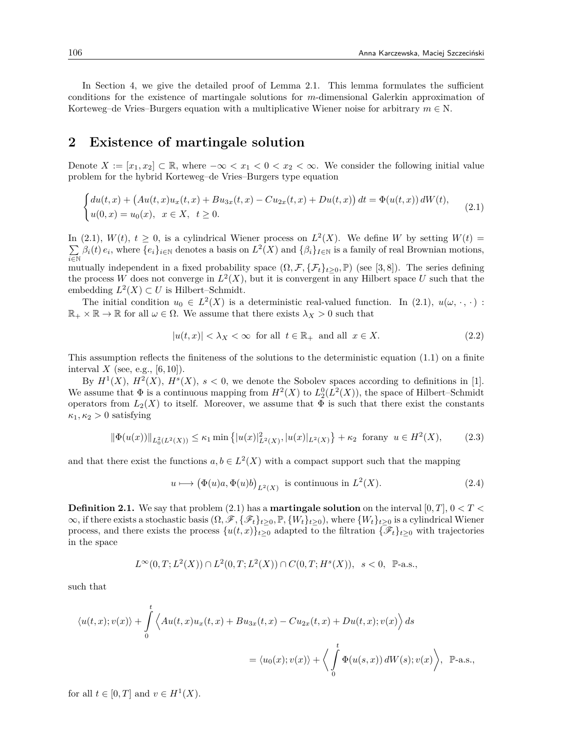In Section 4, we give the detailed proof of Lemma 2.1. This lemma formulates the sufficient conditions for the existence of martingale solutions for $m$-dimensional Galerkin approximation of Korteweg–de Vries–Burgers equation with a multiplicative Wiener noise for arbitrary $m \in \mathrm{N}$.

## 2 Existence of martingale solution

Denote $X := [x_1, x_2] \subset \mathbb{R}$, where $-\infty < x_1 < 0 < x_2 < \infty$. We consider the following initial value problem for the hybrid Korteweg–de Vries–Burgers type equation

$$\begin{cases} du(t,x) + \big(Au(t,x)u_x(t,x) + Bu_{3x}(t,x) - Cu_{2x}(t,x) + Du(t,x)\big)\,dt = \Phi(u(t,x))\,dW(t), \\ u(0,x) = u_0(x), \;\; x \in X, \;\; t \geq 0. \end{cases} \tag{2.1}$$

In (2.1), $W(t)$, $t \geq 0$, is a cylindrical Wiener process on $L^2(X)$. We define $W$ by setting $W(t) = \sum_{i\in\mathbb{N}} \beta_i(t)\, e_i$, where $\{e_i\}_{i\in\mathbb{N}}$ denotes a basis on $L^2(X)$ and $\{\beta_i\}_{I\in\mathbb{N}}$ is a family of real Brownian motions, mutually independent in a fixed probability space $(\Omega, \mathcal{F}, \{\mathcal{F}_t\}_{t\geq 0}, \mathbb{P})$ (see [3, 8]). The series defining the process $W$ does not converge in $L^2(X)$, but it is convergent in any Hilbert space $U$ such that the embedding $L^2(X) \subset U$ is Hilbert–Schmidt.

The initial condition $u_0 \in L^2(X)$ is a deterministic real-valued function. In (2.1), $u(\omega, \cdot, \cdot) : \mathbb{R}_+ \times \mathbb{R} \to \mathbb{R}$ for all $\omega \in \Omega$. We assume that there exists $\lambda_X > 0$ such that

$$|u(t,x)| < \lambda_X < \infty \;\text{ for all }\; t \in \mathbb{R}_+ \;\text{ and all }\; x \in X. \tag{2.2}$$

This assumption reflects the finiteness of the solutions to the deterministic equation (1.1) on a finite interval $X$ (see, e.g., [6, 10]).

By $H^1(X)$, $H^2(X)$, $H^s(X)$, $s < 0$, we denote the Sobolev spaces according to definitions in [1]. We assume that $\Phi$ is a continuous mapping from $H^2(X)$ to $L_2^0(L^2(X))$, the space of Hilbert–Schmidt operators from $L_2(X)$ to itself. Moreover, we assume that $\Phi$ is such that there exist the constants $\kappa_1, \kappa_2 > 0$ satisfying

$$\|\Phi(u(x))\|_{L_0^2(L^2(X))} \leq \kappa_1 \min\left\{|u(x)|^2_{L^2(X)}, |u(x)|_{L^2(X)}\right\} + \kappa_2 \;\text{ forany }\; u \in H^2(X), \tag{2.3}$$

and that there exist the functions $a, b \in L^2(X)$ with a compact support such that the mapping

$$u \longmapsto \big(\Phi(u)a, \Phi(u)b\big)_{L^2(X)} \;\text{ is continuous in }\; L^2(X). \tag{2.4}$$

**Definition 2.1.** We say that problem (2.1) has a **martingale solution** on the interval $[0, T]$, $0 < T < \infty$, if there exists a stochastic basis $(\Omega, \mathscr{F}, \{\mathscr{F}_t\}_{t\geq 0}, \mathbb{P}, \{W_t\}_{t\geq 0})$, where $\{W_t\}_{t\geq 0}$ is a cylindrical Wiener process, and there exists the process $\{u(t,x)\}_{t\geq 0}$ adapted to the filtration $\{\mathscr{F}_t\}_{t\geq 0}$ with trajectories in the space

$$L^\infty(0,T; L^2(X)) \cap L^2(0,T; L^2(X)) \cap C(0,T; H^s(X)), \;\; s < 0, \;\; \mathbb{P}\text{-a.s.},$$

such that

$$\langle u(t,x); v(x)\rangle + \int_0^t \Big\langle Au(t,x)u_x(t,x) + Bu_{3x}(t,x) - Cu_{2x}(t,x) + Du(t,x); v(x)\Big\rangle\, ds$$
$$= \langle u_0(x); v(x)\rangle + \Big\langle \int_0^t \Phi(u(s,x))\,dW(s); v(x)\Big\rangle, \;\; \mathbb{P}\text{-a.s.},$$

for all $t \in [0,T]$ and $v \in H^1(X)$.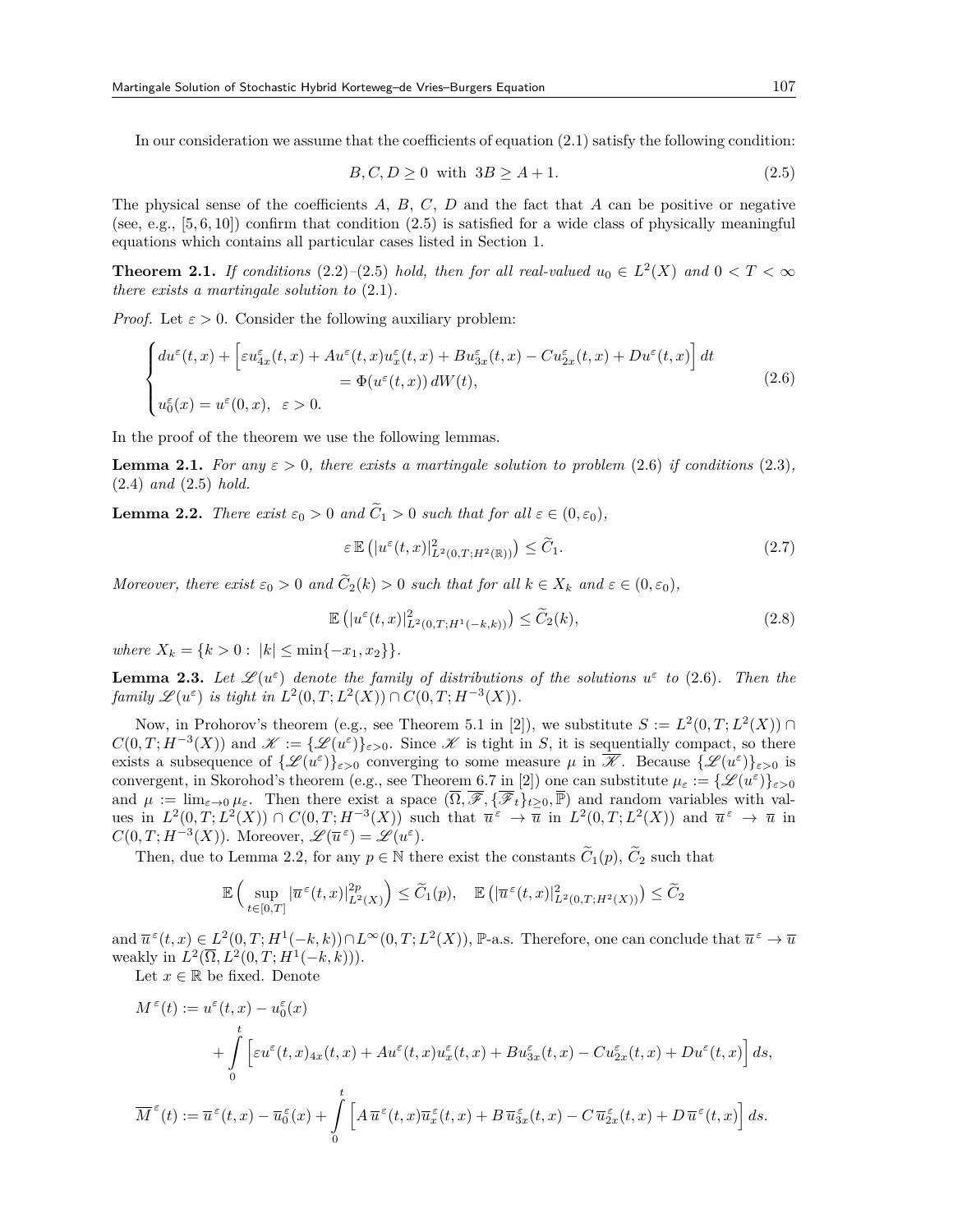In our consideration we assume that the coefficients of equation (2.1) satisfy the following condition:

$$B, C, D \geq 0 \text{ with } 3B \geq A + 1. \tag{2.5}$$

The physical sense of the coefficients $A$, $B$, $C$, $D$ and the fact that $A$ can be positive or negative (see, e.g., [5, 6, 10]) confirm that condition (2.5) is satisfied for a wide class of physically meaningful equations which contains all particular cases listed in Section 1.

**Theorem 2.1.** *If conditions* (2.2)–(2.5) *hold, then for all real-valued $u_0 \in L^2(X)$ and $0 < T < \infty$ there exists a martingale solution to* (2.1).

*Proof.* Let $\varepsilon > 0$. Consider the following auxiliary problem:

$$\begin{cases} du^\varepsilon(t,x) + \Big[\varepsilon u^\varepsilon_{4x}(t,x) + Au^\varepsilon(t,x)u^\varepsilon_x(t,x) + Bu^\varepsilon_{3x}(t,x) - Cu^\varepsilon_{2x}(t,x) + Du^\varepsilon(t,x)\Big]\,dt \\ \qquad\qquad = \Phi(u^\varepsilon(t,x))\,dW(t), \\ u^\varepsilon_0(x) = u^\varepsilon(0,x), \quad \varepsilon > 0. \end{cases} \tag{2.6}$$

In the proof of the theorem we use the following lemmas.

**Lemma 2.1.** *For any $\varepsilon > 0$, there exists a martingale solution to problem* (2.6) *if conditions* (2.3), (2.4) *and* (2.5) *hold.*

**Lemma 2.2.** *There exist $\varepsilon_0 > 0$ and $\widetilde{C}_1 > 0$ such that for all $\varepsilon \in (0, \varepsilon_0)$,*

$$\varepsilon\,\mathbb{E}\left(|u^\varepsilon(t,x)|^2_{L^2(0,T;H^2(\mathbb{R}))}\right) \leq \widetilde{C}_1. \tag{2.7}$$

*Moreover, there exist $\varepsilon_0 > 0$ and $\widetilde{C}_2(k) > 0$ such that for all $k \in X_k$ and $\varepsilon \in (0, \varepsilon_0)$,*

$$\mathbb{E}\left(|u^\varepsilon(t,x)|^2_{L^2(0,T;H^1(-k,k))}\right) \leq \widetilde{C}_2(k), \tag{2.8}$$

*where $X_k = \{k > 0 : |k| \leq \min\{-x_1, x_2\}\}$.*

**Lemma 2.3.** *Let $\mathscr{L}(u^\varepsilon)$ denote the family of distributions of the solutions $u^\varepsilon$ to* (2.6). *Then the family $\mathscr{L}(u^\varepsilon)$ is tight in $L^2(0,T;L^2(X)) \cap C(0,T;H^{-3}(X))$.*

Now, in Prohorov's theorem (e.g., see Theorem 5.1 in [2]), we substitute $S := L^2(0,T;L^2(X)) \cap C(0,T;H^{-3}(X))$ and $\mathscr{K} := \{\mathscr{L}(u^\varepsilon)\}_{\varepsilon>0}$. Since $\mathscr{K}$ is tight in $S$, it is sequentially compact, so there exists a subsequence of $\{\mathscr{L}(u^\varepsilon)\}_{\varepsilon>0}$ converging to some measure $\mu$ in $\overline{\mathscr{K}}$. Because $\{\mathscr{L}(u^\varepsilon)\}_{\varepsilon>0}$ is convergent, in Skorohod's theorem (e.g., see Theorem 6.7 in [2]) one can substitute $\mu_\varepsilon := \{\mathscr{L}(u^\varepsilon)\}_{\varepsilon>0}$ and $\mu := \lim_{\varepsilon\to 0}\mu_\varepsilon$. Then there exist a space $(\overline{\Omega}, \overline{\mathscr{F}}, \{\overline{\mathscr{F}}_t\}_{t\geq 0}, \overline{\mathbb{P}})$ and random variables with values in $L^2(0,T;L^2(X)) \cap C(0,T;H^{-3}(X))$ such that $\overline{u}^\varepsilon \to \overline{u}$ in $L^2(0,T;L^2(X))$ and $\overline{u}^\varepsilon \to \overline{u}$ in $C(0,T;H^{-3}(X))$. Moreover, $\mathscr{L}(\overline{u}^\varepsilon) = \mathscr{L}(u^\varepsilon)$.

Then, due to Lemma 2.2, for any $p \in \mathbb{N}$ there exist the constants $\widetilde{C}_1(p)$, $\widetilde{C}_2$ such that

$$\mathbb{E}\Big(\sup_{t\in[0,T]}|\overline{u}^\varepsilon(t,x)|^{2p}_{L^2(X)}\Big) \leq \widetilde{C}_1(p), \quad \mathbb{E}\left(|\overline{u}^\varepsilon(t,x)|^2_{L^2(0,T;H^2(X))}\right) \leq \widetilde{C}_2$$

and $\overline{u}^\varepsilon(t,x) \in L^2(0,T;H^1(-k,k)) \cap L^\infty(0,T;L^2(X))$, $\mathbb{P}$-a.s. Therefore, one can conclude that $\overline{u}^\varepsilon \to \overline{u}$ weakly in $L^2(\overline{\Omega}, L^2(0,T;H^1(-k,k)))$.

Let $x \in \mathbb{R}$ be fixed. Denote

$$\begin{aligned} M^\varepsilon(t) &:= u^\varepsilon(t,x) - u^\varepsilon_0(x) \\ &\quad + \int_0^t \Big[\varepsilon u^\varepsilon(t,x)_{4x}(t,x) + Au^\varepsilon(t,x)u^\varepsilon_x(t,x) + Bu^\varepsilon_{3x}(t,x) - Cu^\varepsilon_{2x}(t,x) + Du^\varepsilon(t,x)\Big]\,ds, \end{aligned}$$

$$\overline{M}^\varepsilon(t) := \overline{u}^\varepsilon(t,x) - \overline{u}^\varepsilon_0(x) + \int_0^t \Big[A\,\overline{u}^\varepsilon(t,x)\overline{u}^\varepsilon_x(t,x) + B\,\overline{u}^\varepsilon_{3x}(t,x) - C\,\overline{u}^\varepsilon_{2x}(t,x) + D\,\overline{u}^\varepsilon(t,x)\Big]\,ds.$$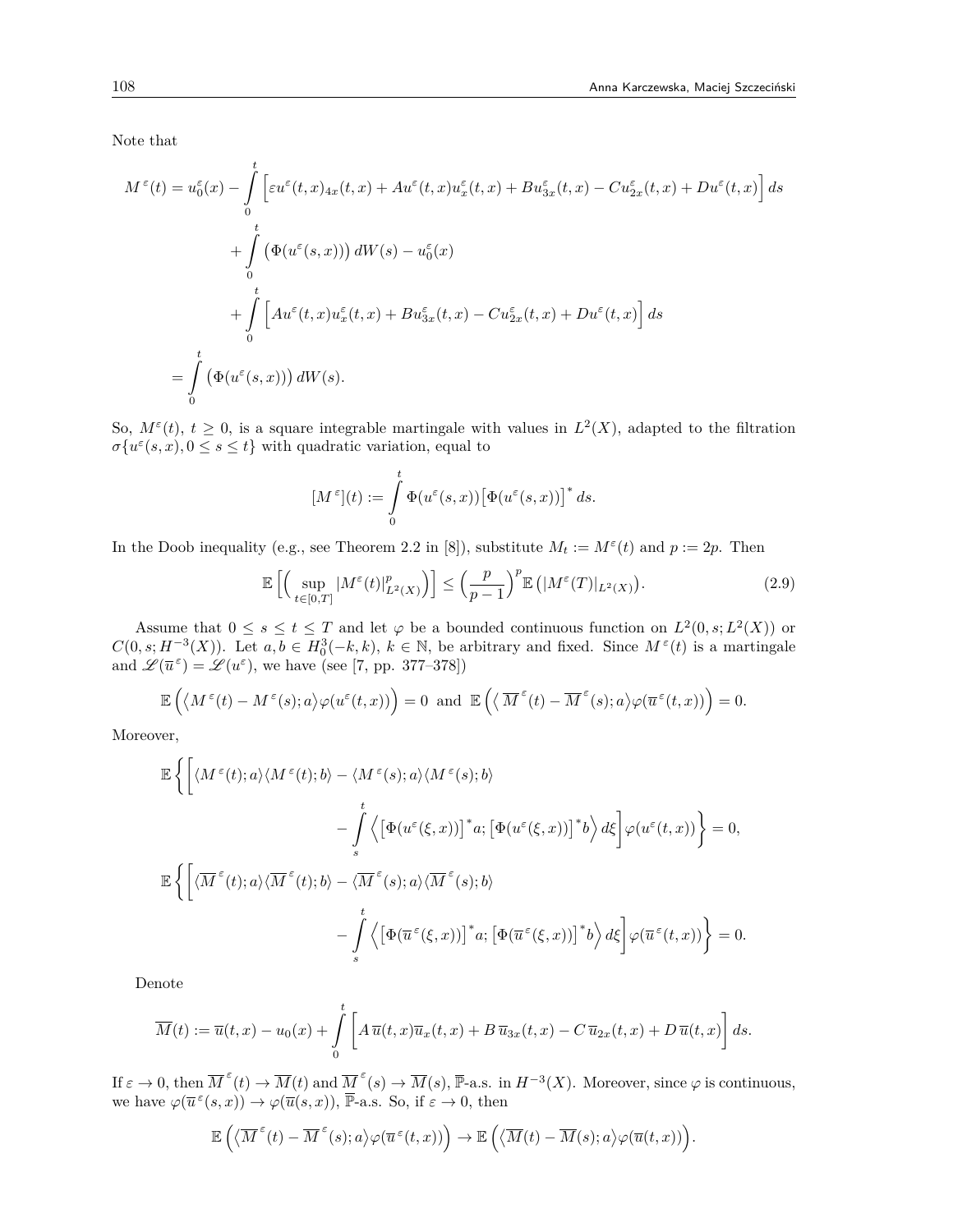Note that

$$
\begin{aligned}
M^{\varepsilon}(t) &= u_0^{\varepsilon}(x) - \int_0^t \Big[\varepsilon u^{\varepsilon}(t,x)_{4x}(t,x) + Au^{\varepsilon}(t,x)u_x^{\varepsilon}(t,x) + Bu_{3x}^{\varepsilon}(t,x) - Cu_{2x}^{\varepsilon}(t,x) + Du^{\varepsilon}(t,x)\Big]\,ds \\
&\quad + \int_0^t \big(\Phi(u^{\varepsilon}(s,x))\big)\,dW(s) - u_0^{\varepsilon}(x) \\
&\quad + \int_0^t \Big[Au^{\varepsilon}(t,x)u_x^{\varepsilon}(t,x) + Bu_{3x}^{\varepsilon}(t,x) - Cu_{2x}^{\varepsilon}(t,x) + Du^{\varepsilon}(t,x)\Big]\,ds \\
&= \int_0^t \big(\Phi(u^{\varepsilon}(s,x))\big)\,dW(s).
\end{aligned}
$$

So, $M^{\varepsilon}(t)$, $t \geq 0$, is a square integrable martingale with values in $L^2(X)$, adapted to the filtration $\sigma\{u^{\varepsilon}(s,x), 0 \leq s \leq t\}$ with quadratic variation, equal to

$$
[M^{\varepsilon}](t) := \int_0^t \Phi(u^{\varepsilon}(s,x))\big[\Phi(u^{\varepsilon}(s,x))\big]^*\,ds.
$$

In the Doob inequality (e.g., see Theorem 2.2 in [8]), substitute $M_t := M^{\varepsilon}(t)$ and $p := 2p$. Then

$$
\mathbb{E}\Big[\Big(\sup_{t\in[0,T]} |M^{\varepsilon}(t)|^p_{L^2(X)}\Big)\Big] \leq \Big(\frac{p}{p-1}\Big)^p \mathbb{E}\big(|M^{\varepsilon}(T)|_{L^2(X)}\big). \tag{2.9}
$$

Assume that $0 \leq s \leq t \leq T$ and let $\varphi$ be a bounded continuous function on $L^2(0,s;L^2(X))$ or $C(0,s;H^{-3}(X))$. Let $a,b \in H_0^3(-k,k)$, $k \in \mathbb{N}$, be arbitrary and fixed. Since $M^{\varepsilon}(t)$ is a martingale and $\mathscr{L}(\overline{u}^{\varepsilon}) = \mathscr{L}(u^{\varepsilon})$, we have (see [7, pp. 377–378])

$$
\mathbb{E}\Big(\big\langle M^{\varepsilon}(t) - M^{\varepsilon}(s); a\big\rangle \varphi(u^{\varepsilon}(t,x))\Big) = 0 \;\text{ and }\; \mathbb{E}\Big(\big\langle \overline{M}^{\varepsilon}(t) - \overline{M}^{\varepsilon}(s); a\big\rangle \varphi(\overline{u}^{\varepsilon}(t,x))\Big) = 0.
$$

Moreover,

$$
\mathbb{E}\bigg\{\bigg[\langle M^{\varepsilon}(t);a\rangle\langle M^{\varepsilon}(t);b\rangle - \langle M^{\varepsilon}(s);a\rangle\langle M^{\varepsilon}(s);b\rangle - \int_s^t \Big\langle \big[\Phi(u^{\varepsilon}(\xi,x))\big]^*a; \big[\Phi(u^{\varepsilon}(\xi,x))\big]^*b\Big\rangle\,d\xi\bigg]\varphi(u^{\varepsilon}(t,x))\bigg\} = 0,
$$

$$
\mathbb{E}\bigg\{\bigg[\langle \overline{M}^{\varepsilon}(t);a\rangle\langle \overline{M}^{\varepsilon}(t);b\rangle - \langle \overline{M}^{\varepsilon}(s);a\rangle\langle \overline{M}^{\varepsilon}(s);b\rangle - \int_s^t \Big\langle \big[\Phi(\overline{u}^{\varepsilon}(\xi,x))\big]^*a; \big[\Phi(\overline{u}^{\varepsilon}(\xi,x))\big]^*b\Big\rangle\,d\xi\bigg]\varphi(\overline{u}^{\varepsilon}(t,x))\bigg\} = 0.
$$

Denote

$$
\overline{M}(t) := \overline{u}(t,x) - u_0(x) + \int_0^t \Big[A\,\overline{u}(t,x)\overline{u}_x(t,x) + B\,\overline{u}_{3x}(t,x) - C\,\overline{u}_{2x}(t,x) + D\,\overline{u}(t,x)\Big]\,ds.
$$

If $\varepsilon \to 0$, then $\overline{M}^{\varepsilon}(t) \to \overline{M}(t)$ and $\overline{M}^{\varepsilon}(s) \to \overline{M}(s)$, $\overline{\mathbb{P}}$-a.s. in $H^{-3}(X)$. Moreover, since $\varphi$ is continuous, we have $\varphi(\overline{u}^{\varepsilon}(s,x)) \to \varphi(\overline{u}(s,x))$, $\overline{\mathbb{P}}$-a.s. So, if $\varepsilon \to 0$, then

$$
\mathbb{E}\Big(\big\langle \overline{M}^{\varepsilon}(t) - \overline{M}^{\varepsilon}(s); a\big\rangle \varphi(\overline{u}^{\varepsilon}(t,x))\Big) \to \mathbb{E}\Big(\big\langle \overline{M}(t) - \overline{M}(s); a\big\rangle \varphi(\overline{u}(t,x))\Big).
$$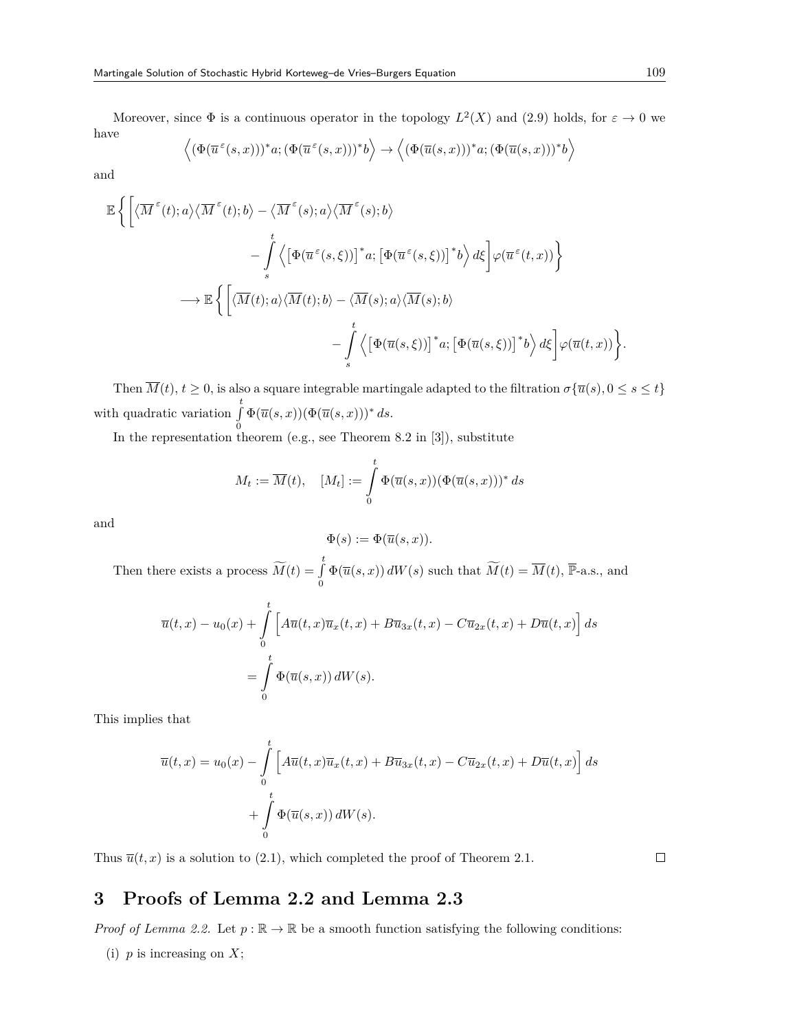Moreover, since $\Phi$ is a continuous operator in the topology $L^2(X)$ and (2.9) holds, for $\varepsilon \to 0$ we have

$$\Big\langle (\Phi(\overline{u}^{\varepsilon}(s,x)))^* a; (\Phi(\overline{u}^{\varepsilon}(s,x)))^* b \Big\rangle \to \Big\langle (\Phi(\overline{u}(s,x)))^* a; (\Phi(\overline{u}(s,x)))^* b \Big\rangle$$

and

$$\begin{aligned}
\mathbb{E}\Bigg\{ \Bigg[ & \langle \overline{M}^{\varepsilon}(t); a\rangle \langle \overline{M}^{\varepsilon}(t); b\rangle - \langle \overline{M}^{\varepsilon}(s); a\rangle \langle \overline{M}^{\varepsilon}(s); b\rangle \\
& - \int_s^t \Big\langle \big[\Phi(\overline{u}^{\varepsilon}(s,\xi))\big]^* a; \big[\Phi(\overline{u}^{\varepsilon}(s,\xi))\big]^* b \Big\rangle \, d\xi \Bigg] \varphi(\overline{u}^{\varepsilon}(t,x)) \Bigg\} \\
\longrightarrow \mathbb{E}\Bigg\{ \Bigg[ & \langle \overline{M}(t); a\rangle \langle \overline{M}(t); b\rangle - \langle \overline{M}(s); a\rangle \langle \overline{M}(s); b\rangle \\
& - \int_s^t \Big\langle \big[\Phi(\overline{u}(s,\xi))\big]^* a; \big[\Phi(\overline{u}(s,\xi))\big]^* b \Big\rangle \, d\xi \Bigg] \varphi(\overline{u}(t,x)) \Bigg\}.
\end{aligned}$$

Then $\overline{M}(t)$, $t \geq 0$, is also a square integrable martingale adapted to the filtration $\sigma\{\overline{u}(s), 0 \leq s \leq t\}$ with quadratic variation $\int_0^t \Phi(\overline{u}(s,x))(\Phi(\overline{u}(s,x)))^* \, ds$.

In the representation theorem (e.g., see Theorem 8.2 in [3]), substitute

$$M_t := \overline{M}(t), \quad [M_t] := \int_0^t \Phi(\overline{u}(s,x))(\Phi(\overline{u}(s,x)))^* \, ds$$

and

$$\Phi(s) := \Phi(\overline{u}(s,x)).$$

Then there exists a process $\widetilde{M}(t) = \int_0^t \Phi(\overline{u}(s,x)) \, dW(s)$ such that $\widetilde{M}(t) = \overline{M}(t)$, $\overline{\mathbb{P}}$-a.s., and

$$\begin{aligned}
\overline{u}(t,x) - u_0(x) &+ \int_0^t \Big[ A\overline{u}(t,x)\overline{u}_x(t,x) + B\overline{u}_{3x}(t,x) - C\overline{u}_{2x}(t,x) + D\overline{u}(t,x) \Big] \, ds \\
&= \int_0^t \Phi(\overline{u}(s,x)) \, dW(s).
\end{aligned}$$

This implies that

$$\begin{aligned}
\overline{u}(t,x) = u_0(x) &- \int_0^t \Big[ A\overline{u}(t,x)\overline{u}_x(t,x) + B\overline{u}_{3x}(t,x) - C\overline{u}_{2x}(t,x) + D\overline{u}(t,x) \Big] \, ds \\
&+ \int_0^t \Phi(\overline{u}(s,x)) \, dW(s).
\end{aligned}$$

Thus $\overline{u}(t,x)$ is a solution to (2.1), which completed the proof of Theorem 2.1. $\square$

## 3 Proofs of Lemma 2.2 and Lemma 2.3

*Proof of Lemma 2.2.* Let $p : \mathbb{R} \to \mathbb{R}$ be a smooth function satisfying the following conditions:

(i) $p$ is increasing on $X$;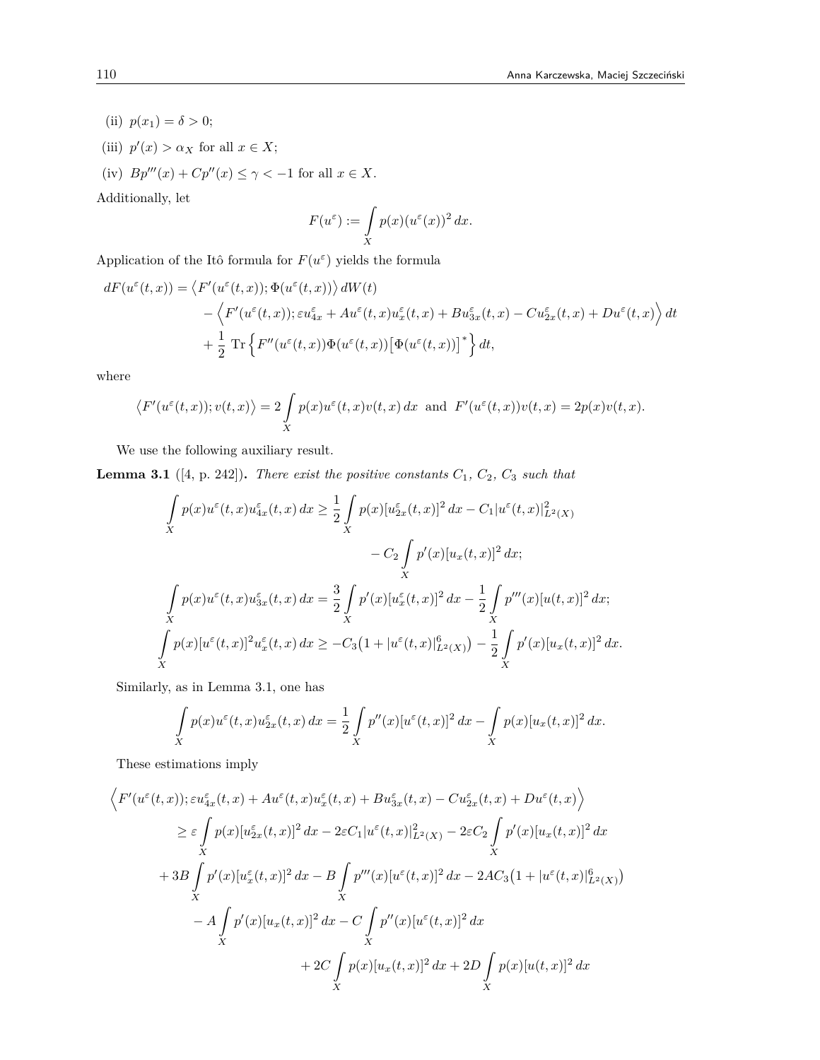(ii) $p(x_1) = \delta > 0$;

(iii) $p'(x) > \alpha_X$ for all $x \in X$;

(iv) $Bp'''(x) + Cp''(x) \leq \gamma < -1$ for all $x \in X$.

Additionally, let

$$F(u^\varepsilon) := \int\limits_X p(x)(u^\varepsilon(x))^2\,dx.$$

Application of the Itô formula for $F(u^\varepsilon)$ yields the formula

$$\begin{aligned}
dF(u^\varepsilon(t,x)) = \big\langle F'(u^\varepsilon(t,x)); \Phi(u^\varepsilon(t,x))\big\rangle\,dW(t) \\
- \Big\langle F'(u^\varepsilon(t,x)); \varepsilon u^\varepsilon_{4x} + Au^\varepsilon(t,x)u^\varepsilon_x(t,x) + Bu^\varepsilon_{3x}(t,x) - Cu^\varepsilon_{2x}(t,x) + Du^\varepsilon(t,x)\Big\rangle\,dt \\
+ \frac{1}{2}\,\mathrm{Tr}\Big\{F''(u^\varepsilon(t,x))\Phi(u^\varepsilon(t,x))\big[\Phi(u^\varepsilon(t,x))\big]^*\Big\}\,dt,
\end{aligned}$$

where

$$\big\langle F'(u^\varepsilon(t,x)); v(t,x)\big\rangle = 2\int\limits_X p(x)u^\varepsilon(t,x)v(t,x)\,dx \quad \text{and} \quad F'(u^\varepsilon(t,x))v(t,x) = 2p(x)v(t,x).$$

We use the following auxiliary result.

**Lemma 3.1** ([4, p. 242])**.** *There exist the positive constants $C_1$, $C_2$, $C_3$ such that*

$$\begin{aligned}
\int\limits_X p(x)u^\varepsilon(t,x)u^\varepsilon_{4x}(t,x)\,dx \geq \frac{1}{2}\int\limits_X p(x)[u^\varepsilon_{2x}(t,x)]^2\,dx - C_1|u^\varepsilon(t,x)|^2_{L^2(X)} \\
- C_2\int\limits_X p'(x)[u_x(t,x)]^2\,dx;
\end{aligned}$$

$$\int\limits_X p(x)u^\varepsilon(t,x)u^\varepsilon_{3x}(t,x)\,dx = \frac{3}{2}\int\limits_X p'(x)[u^\varepsilon_x(t,x)]^2\,dx - \frac{1}{2}\int\limits_X p'''(x)[u(t,x)]^2\,dx;$$

$$\int\limits_X p(x)[u^\varepsilon(t,x)]^2u^\varepsilon_x(t,x)\,dx \geq -C_3\big(1 + |u^\varepsilon(t,x)|^6_{L^2(X)}\big) - \frac{1}{2}\int\limits_X p'(x)[u_x(t,x)]^2\,dx.$$

Similarly, as in Lemma 3.1, one has

$$\int\limits_X p(x)u^\varepsilon(t,x)u^\varepsilon_{2x}(t,x)\,dx = \frac{1}{2}\int\limits_X p''(x)[u^\varepsilon(t,x)]^2\,dx - \int\limits_X p(x)[u_x(t,x)]^2\,dx.$$

These estimations imply

$$\begin{aligned}
\Big\langle F'(u^\varepsilon(t,x)); \varepsilon u^\varepsilon_{4x}(t,x) + Au^\varepsilon(t,x)u^\varepsilon_x(t,x) + Bu^\varepsilon_{3x}(t,x) - Cu^\varepsilon_{2x}(t,x) + Du^\varepsilon(t,x)\Big\rangle \\
\geq \varepsilon\int\limits_X p(x)[u^\varepsilon_{2x}(t,x)]^2\,dx - 2\varepsilon C_1|u^\varepsilon(t,x)|^2_{L^2(X)} - 2\varepsilon C_2\int\limits_X p'(x)[u_x(t,x)]^2\,dx \\
+ 3B\int\limits_X p'(x)[u^\varepsilon_x(t,x)]^2\,dx - B\int\limits_X p'''(x)[u^\varepsilon(t,x)]^2\,dx - 2AC_3\big(1 + |u^\varepsilon(t,x)|^6_{L^2(X)}\big) \\
- A\int\limits_X p'(x)[u_x(t,x)]^2\,dx - C\int\limits_X p''(x)[u^\varepsilon(t,x)]^2\,dx \\
+ 2C\int\limits_X p(x)[u_x(t,x)]^2\,dx + 2D\int\limits_X p(x)[u(t,x)]^2\,dx
\end{aligned}$$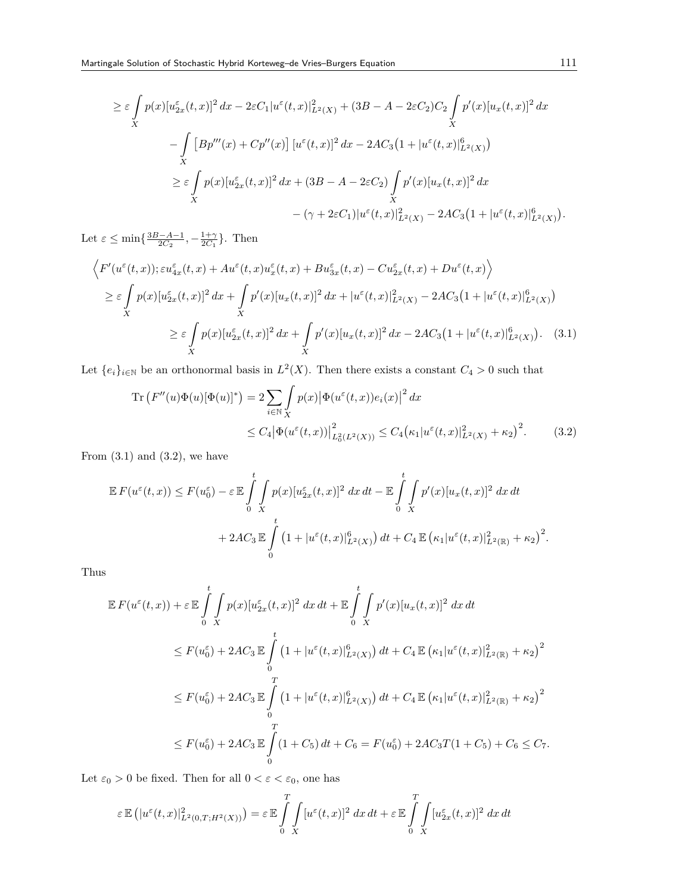$$
\begin{aligned}
&\geq \varepsilon \int_X p(x)[u^\varepsilon_{2x}(t,x)]^2\,dx - 2\varepsilon C_1 |u^\varepsilon(t,x)|^2_{L^2(X)} + (3B - A - 2\varepsilon C_2) C_2 \int_X p'(x)[u_x(t,x)]^2\,dx \\
&\quad - \int_X \big[Bp'''(x) + Cp''(x)\big]\,[u^\varepsilon(t,x)]^2\,dx - 2AC_3\big(1 + |u^\varepsilon(t,x)|^6_{L^2(X)}\big) \\
&\quad \geq \varepsilon \int_X p(x)[u^\varepsilon_{2x}(t,x)]^2\,dx + (3B - A - 2\varepsilon C_2) \int_X p'(x)[u_x(t,x)]^2\,dx \\
&\qquad - (\gamma + 2\varepsilon C_1)|u^\varepsilon(t,x)|^2_{L^2(X)} - 2AC_3\big(1 + |u^\varepsilon(t,x)|^6_{L^2(X)}\big).
\end{aligned}
$$

Let $\varepsilon \leq \min\{\frac{3B-A-1}{2C_2}, -\frac{1+\gamma}{2C_1}\}$. Then

$$
\begin{aligned}
&\Big\langle F'(u^\varepsilon(t,x)); \varepsilon u^\varepsilon_{4x}(t,x) + Au^\varepsilon(t,x)u^\varepsilon_x(t,x) + Bu^\varepsilon_{3x}(t,x) - Cu^\varepsilon_{2x}(t,x) + Du^\varepsilon(t,x)\Big\rangle \\
&\quad \geq \varepsilon \int_X p(x)[u^\varepsilon_{2x}(t,x)]^2\,dx + \int_X p'(x)[u_x(t,x)]^2\,dx + |u^\varepsilon(t,x)|^2_{L^2(X)} - 2AC_3\big(1 + |u^\varepsilon(t,x)|^6_{L^2(X)}\big) \\
&\qquad \geq \varepsilon \int_X p(x)[u^\varepsilon_{2x}(t,x)]^2\,dx + \int_X p'(x)[u_x(t,x)]^2\,dx - 2AC_3\big(1 + |u^\varepsilon(t,x)|^6_{L^2(X)}\big). \quad (3.1)
\end{aligned}
$$

Let $\{e_i\}_{i\in\mathbb{N}}$ be an orthonormal basis in $L^2(X)$. Then there exists a constant $C_4 > 0$ such that

$$
\begin{aligned}
\operatorname{Tr}\big(F''(u)\Phi(u)[\Phi(u)]^*\big) &= 2\sum_{i\in\mathbb{N}} \int_X p(x)\big|\Phi(u^\varepsilon(t,x))e_i(x)\big|^2\,dx \\
&\leq C_4\big|\Phi(u^\varepsilon(t,x))\big|^2_{L^2_0(L^2(X))} \leq C_4\big(\kappa_1|u^\varepsilon(t,x)|^2_{L^2(X)} + \kappa_2\big)^2. \qquad (3.2)
\end{aligned}
$$

From (3.1) and (3.2), we have

$$
\begin{aligned}
\mathbb{E}\,F(u^\varepsilon(t,x)) &\leq F(u^\varepsilon_0) - \varepsilon\,\mathbb{E}\int_0^t\int_X p(x)[u^\varepsilon_{2x}(t,x)]^2\,dx\,dt - \mathbb{E}\int_0^t\int_X p'(x)[u_x(t,x)]^2\,dx\,dt \\
&\quad + 2AC_3\,\mathbb{E}\int_0^t \big(1 + |u^\varepsilon(t,x)|^6_{L^2(X)}\big)\,dt + C_4\,\mathbb{E}\big(\kappa_1|u^\varepsilon(t,x)|^2_{L^2(\mathbb{R})} + \kappa_2\big)^2.
\end{aligned}
$$

Thus

$$
\begin{aligned}
&\mathbb{E}\,F(u^\varepsilon(t,x)) + \varepsilon\,\mathbb{E}\int_0^t\int_X p(x)[u^\varepsilon_{2x}(t,x)]^2\,dx\,dt + \mathbb{E}\int_0^t\int_X p'(x)[u_x(t,x)]^2\,dx\,dt \\
&\quad \leq F(u^\varepsilon_0) + 2AC_3\,\mathbb{E}\int_0^t \big(1 + |u^\varepsilon(t,x)|^6_{L^2(X)}\big)\,dt + C_4\,\mathbb{E}\big(\kappa_1|u^\varepsilon(t,x)|^2_{L^2(\mathbb{R})} + \kappa_2\big)^2 \\
&\quad \leq F(u^\varepsilon_0) + 2AC_3\,\mathbb{E}\int_0^T \big(1 + |u^\varepsilon(t,x)|^6_{L^2(X)}\big)\,dt + C_4\,\mathbb{E}\big(\kappa_1|u^\varepsilon(t,x)|^2_{L^2(\mathbb{R})} + \kappa_2\big)^2 \\
&\quad \leq F(u^\varepsilon_0) + 2AC_3\,\mathbb{E}\int_0^T (1 + C_5)\,dt + C_6 = F(u^\varepsilon_0) + 2AC_3T(1 + C_5) + C_6 \leq C_7.
\end{aligned}
$$

Let $\varepsilon_0 > 0$ be fixed. Then for all $0 < \varepsilon < \varepsilon_0$, one has

$$
\varepsilon\,\mathbb{E}\big(|u^\varepsilon(t,x)|^2_{L^2(0,T;H^2(X))}\big) = \varepsilon\,\mathbb{E}\int_0^T\int_X [u^\varepsilon(t,x)]^2\,dx\,dt + \varepsilon\,\mathbb{E}\int_0^T\int_X [u^\varepsilon_{2x}(t,x)]^2\,dx\,dt
$$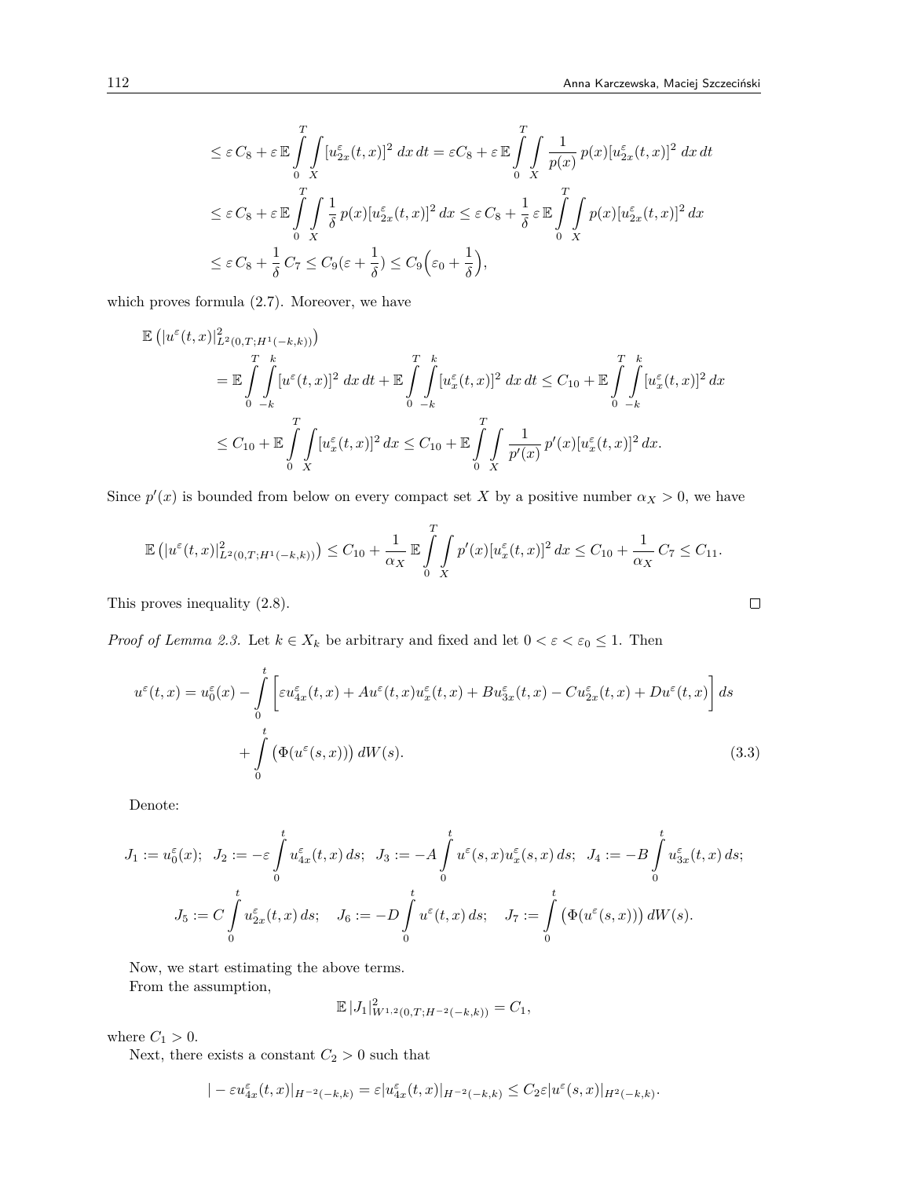$$
\begin{aligned}
&\leq \varepsilon\, C_8 + \varepsilon\, \mathbb{E} \int_0^T \int_X [u^\varepsilon_{2x}(t,x)]^2 \,dx\,dt = \varepsilon C_8 + \varepsilon\, \mathbb{E} \int_0^T \int_X \frac{1}{p(x)}\, p(x) [u^\varepsilon_{2x}(t,x)]^2 \,dx\,dt \\
&\leq \varepsilon\, C_8 + \varepsilon\, \mathbb{E} \int_0^T \int_X \frac{1}{\delta}\, p(x) [u^\varepsilon_{2x}(t,x)]^2 \,dx \leq \varepsilon\, C_8 + \frac{1}{\delta}\, \varepsilon\, \mathbb{E} \int_0^T \int_X p(x) [u^\varepsilon_{2x}(t,x)]^2 \,dx \\
&\leq \varepsilon\, C_8 + \frac{1}{\delta}\, C_7 \leq C_9 (\varepsilon + \frac{1}{\delta}) \leq C_9 \Big( \varepsilon_0 + \frac{1}{\delta} \Big),
\end{aligned}
$$

which proves formula (2.7). Moreover, we have

$$
\begin{aligned}
&\mathbb{E}\left( |u^\varepsilon(t,x)|^2_{L^2(0,T;H^1(-k,k))} \right) \\
&\qquad = \mathbb{E} \int_0^T \int_{-k}^k [u^\varepsilon(t,x)]^2 \,dx\,dt + \mathbb{E} \int_0^T \int_{-k}^k [u^\varepsilon_x(t,x)]^2 \,dx\,dt \leq C_{10} + \mathbb{E} \int_0^T \int_{-k}^k [u^\varepsilon_x(t,x)]^2 \,dx \\
&\qquad \leq C_{10} + \mathbb{E} \int_0^T \int_X [u^\varepsilon_x(t,x)]^2 \,dx \leq C_{10} + \mathbb{E} \int_0^T \int_X \frac{1}{p'(x)}\, p'(x) [u^\varepsilon_x(t,x)]^2 \,dx.
\end{aligned}
$$

Since $p'(x)$ is bounded from below on every compact set $X$ by a positive number $\alpha_X > 0$, we have

$$
\mathbb{E}\left( |u^\varepsilon(t,x)|^2_{L^2(0,T;H^1(-k,k))} \right) \leq C_{10} + \frac{1}{\alpha_X}\, \mathbb{E} \int_0^T \int_X p'(x) [u^\varepsilon_x(t,x)]^2 \,dx \leq C_{10} + \frac{1}{\alpha_X}\, C_7 \leq C_{11}.
$$

This proves inequality (2.8). $\square$

*Proof of Lemma 2.3.* Let $k \in X_k$ be arbitrary and fixed and let $0 < \varepsilon < \varepsilon_0 \leq 1$. Then

$$
\begin{aligned}
u^\varepsilon(t,x) = u^\varepsilon_0(x) &- \int_0^t \left[ \varepsilon u^\varepsilon_{4x}(t,x) + A u^\varepsilon(t,x) u^\varepsilon_x(t,x) + B u^\varepsilon_{3x}(t,x) - C u^\varepsilon_{2x}(t,x) + D u^\varepsilon(t,x) \right] ds \\
&+ \int_0^t \big( \Phi(u^\varepsilon(s,x)) \big)\, dW(s). \qquad (3.3)
\end{aligned}
$$

Denote:

$$
J_1 := u^\varepsilon_0(x); \quad J_2 := -\varepsilon \int_0^t u^\varepsilon_{4x}(t,x)\,ds; \quad J_3 := -A \int_0^t u^\varepsilon(s,x) u^\varepsilon_x(s,x)\,ds; \quad J_4 := -B \int_0^t u^\varepsilon_{3x}(t,x)\,ds;
$$

$$
J_5 := C \int_0^t u^\varepsilon_{2x}(t,x)\,ds; \quad J_6 := -D \int_0^t u^\varepsilon(t,x)\,ds; \quad J_7 := \int_0^t \big( \Phi(u^\varepsilon(s,x)) \big)\, dW(s).
$$

Now, we start estimating the above terms.

From the assumption,

$$
\mathbb{E}\, |J_1|^2_{W^{1,2}(0,T;H^{-2}(-k,k))} = C_1,
$$

where $C_1 > 0$.

Next, there exists a constant $C_2 > 0$ such that

$$
| - \varepsilon u^\varepsilon_{4x}(t,x)|_{H^{-2}(-k,k)} = \varepsilon |u^\varepsilon_{4x}(t,x)|_{H^{-2}(-k,k)} \leq C_2 \varepsilon |u^\varepsilon(s,x)|_{H^2(-k,k)}.
$$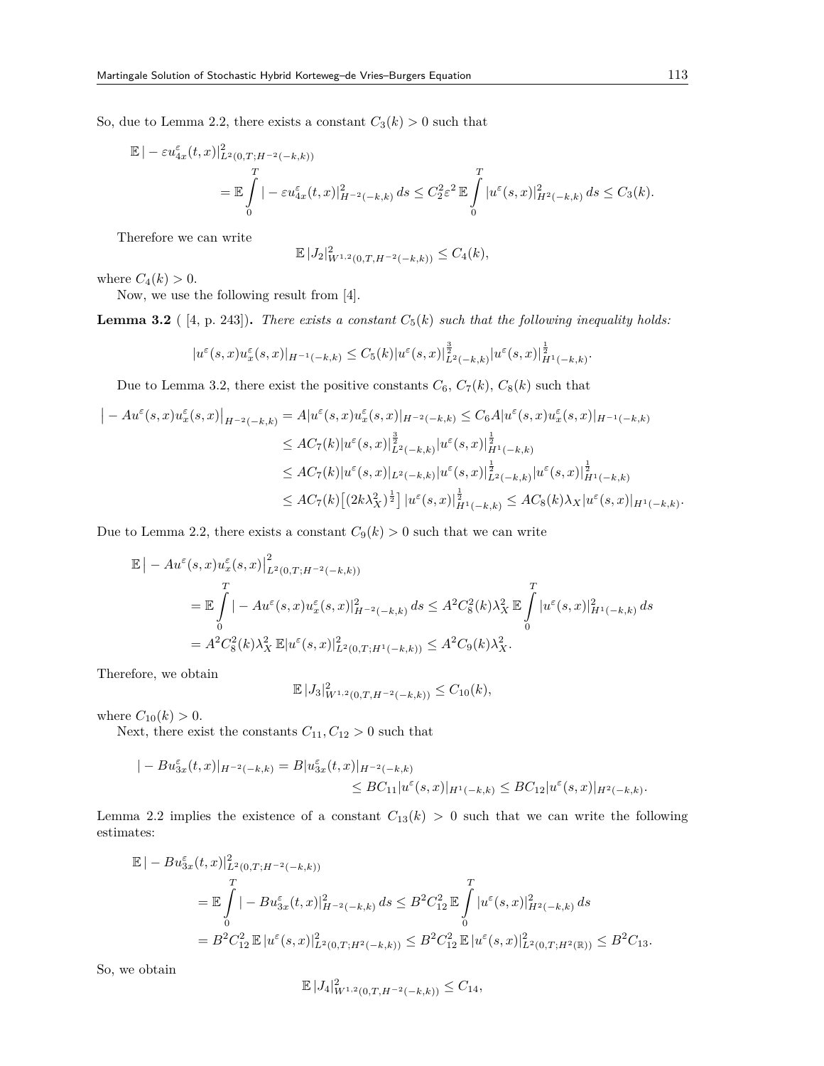So, due to Lemma 2.2, there exists a constant $C_3(k) > 0$ such that

$$\mathbb{E}\,| - \varepsilon u^\varepsilon_{4x}(t,x)|^2_{L^2(0,T;H^{-2}(-k,k))} = \mathbb{E}\int_0^T | - \varepsilon u^\varepsilon_{4x}(t,x)|^2_{H^{-2}(-k,k)}\,ds \le C_2^2\varepsilon^2\,\mathbb{E}\int_0^T |u^\varepsilon(s,x)|^2_{H^2(-k,k)}\,ds \le C_3(k).$$

Therefore we can write

$$\mathbb{E}\,|J_2|^2_{W^{1,2}(0,T,H^{-2}(-k,k))} \le C_4(k),$$

where $C_4(k) > 0$.

Now, we use the following result from [4].

**Lemma 3.2** ( [4, p. 243]). *There exists a constant $C_5(k)$ such that the following inequality holds:*

$$|u^\varepsilon(s,x)u^\varepsilon_x(s,x)|_{H^{-1}(-k,k)} \le C_5(k)|u^\varepsilon(s,x)|^{\frac{3}{2}}_{L^2(-k,k)}|u^\varepsilon(s,x)|^{\frac{1}{2}}_{H^1(-k,k)}.$$

Due to Lemma 3.2, there exist the positive constants $C_6$, $C_7(k)$, $C_8(k)$ such that

$$\begin{aligned}
\big| - Au^\varepsilon(s,x)u^\varepsilon_x(s,x)\big|_{H^{-2}(-k,k)} &= A|u^\varepsilon(s,x)u^\varepsilon_x(s,x)|_{H^{-2}(-k,k)} \le C_6 A|u^\varepsilon(s,x)u^\varepsilon_x(s,x)|_{H^{-1}(-k,k)}\\
&\le AC_7(k)|u^\varepsilon(s,x)|^{\frac{3}{2}}_{L^2(-k,k)}|u^\varepsilon(s,x)|^{\frac{1}{2}}_{H^1(-k,k)}\\
&\le AC_7(k)|u^\varepsilon(s,x)|_{L^2(-k,k)}|u^\varepsilon(s,x)|^{\frac{1}{2}}_{L^2(-k,k)}|u^\varepsilon(s,x)|^{\frac{1}{2}}_{H^1(-k,k)}\\
&\le AC_7(k)\big[(2k\lambda_X^2)^{\frac{1}{2}}\big]\,|u^\varepsilon(s,x)|^{\frac{1}{2}}_{H^1(-k,k)} \le AC_8(k)\lambda_X|u^\varepsilon(s,x)|_{H^1(-k,k)}.
\end{aligned}$$

Due to Lemma 2.2, there exists a constant $C_9(k) > 0$ such that we can write

$$\begin{aligned}
\mathbb{E}\big| - Au^\varepsilon(s,x)u^\varepsilon_x(s,x)\big|^2_{L^2(0,T;H^{-2}(-k,k))}
&= \mathbb{E}\int_0^T | - Au^\varepsilon(s,x)u^\varepsilon_x(s,x)|^2_{H^{-2}(-k,k)}\,ds \le A^2C_8^2(k)\lambda_X^2\,\mathbb{E}\int_0^T |u^\varepsilon(s,x)|^2_{H^1(-k,k)}\,ds\\
&= A^2C_8^2(k)\lambda_X^2\,\mathbb{E}|u^\varepsilon(s,x)|^2_{L^2(0,T;H^1(-k,k))} \le A^2C_9(k)\lambda_X^2.
\end{aligned}$$

Therefore, we obtain

$$\mathbb{E}\,|J_3|^2_{W^{1,2}(0,T,H^{-2}(-k,k))} \le C_{10}(k),$$

where $C_{10}(k) > 0$.

Next, there exist the constants $C_{11}, C_{12} > 0$ such that

$$\begin{aligned}
| - Bu^\varepsilon_{3x}(t,x)|_{H^{-2}(-k,k)} &= B|u^\varepsilon_{3x}(t,x)|_{H^{-2}(-k,k)}\\
&\le BC_{11}|u^\varepsilon(s,x)|_{H^1(-k,k)} \le BC_{12}|u^\varepsilon(s,x)|_{H^2(-k,k)}.
\end{aligned}$$

Lemma 2.2 implies the existence of a constant $C_{13}(k) > 0$ such that we can write the following estimates:

$$\begin{aligned}
\mathbb{E}\,| - Bu^\varepsilon_{3x}(t,x)|^2_{L^2(0,T;H^{-2}(-k,k))}
&= \mathbb{E}\int_0^T | - Bu^\varepsilon_{3x}(t,x)|^2_{H^{-2}(-k,k)}\,ds \le B^2C_{12}^2\,\mathbb{E}\int_0^T |u^\varepsilon(s,x)|^2_{H^2(-k,k)}\,ds\\
&= B^2C_{12}^2\,\mathbb{E}\,|u^\varepsilon(s,x)|^2_{L^2(0,T;H^2(-k,k))} \le B^2C_{12}^2\,\mathbb{E}\,|u^\varepsilon(s,x)|^2_{L^2(0,T;H^2(\mathbb{R}))} \le B^2C_{13}.
\end{aligned}$$

So, we obtain

$$\mathbb{E}\,|J_4|^2_{W^{1,2}(0,T,H^{-2}(-k,k))} \le C_{14},$$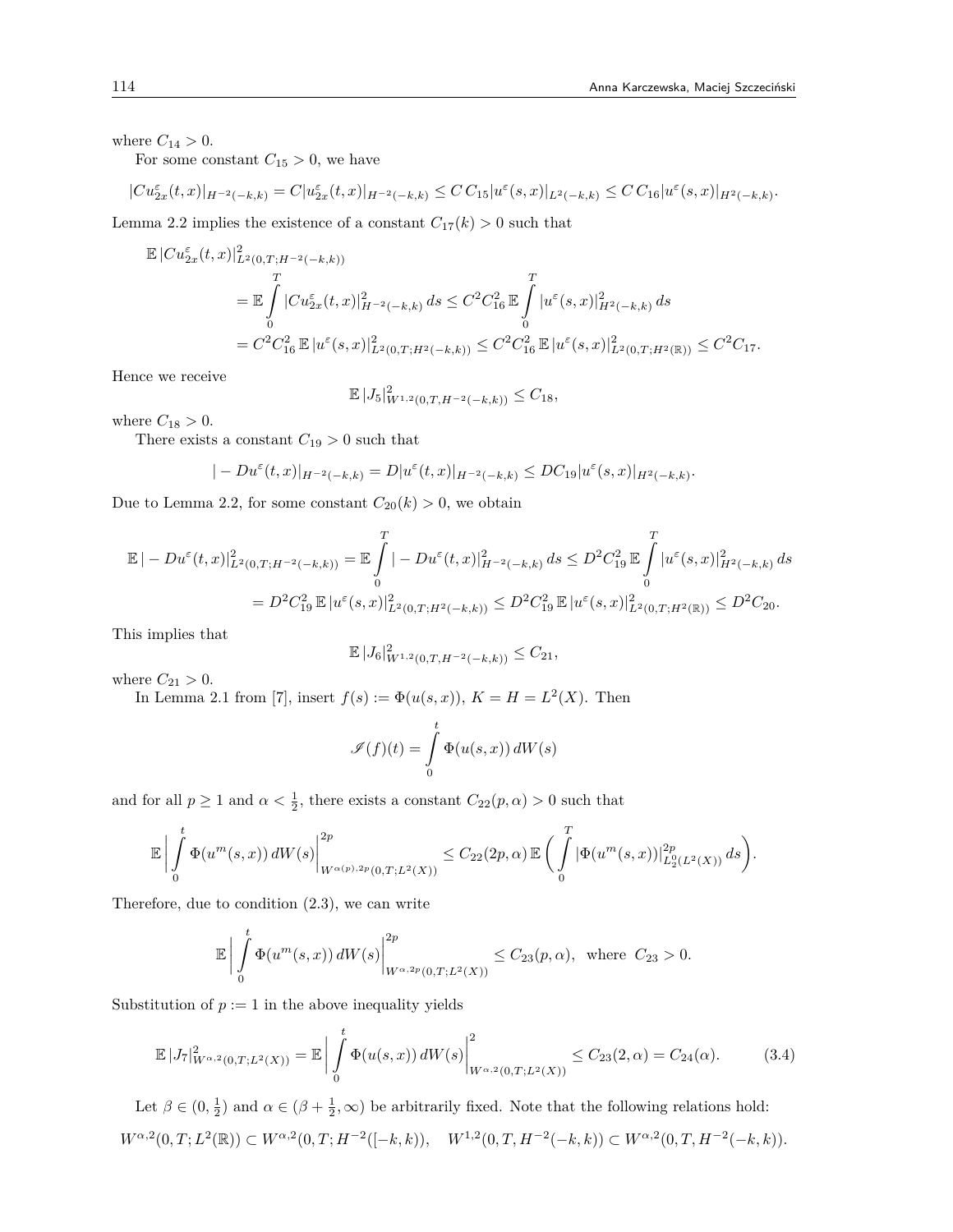where $C_{14} > 0$.

For some constant $C_{15} > 0$, we have

$$|Cu^{\varepsilon}_{2x}(t,x)|_{H^{-2}(-k,k)} = C|u^{\varepsilon}_{2x}(t,x)|_{H^{-2}(-k,k)} \le C\,C_{15}|u^{\varepsilon}(s,x)|_{L^2(-k,k)} \le C\,C_{16}|u^{\varepsilon}(s,x)|_{H^2(-k,k)}.$$

Lemma 2.2 implies the existence of a constant $C_{17}(k) > 0$ such that

$$\begin{aligned}
\mathbb{E}\,|Cu^{\varepsilon}_{2x}(t,x)|^2_{L^2(0,T;H^{-2}(-k,k))} &= \mathbb{E}\int_0^T |Cu^{\varepsilon}_{2x}(t,x)|^2_{H^{-2}(-k,k)}\,ds \le C^2C_{16}^2\,\mathbb{E}\int_0^T |u^{\varepsilon}(s,x)|^2_{H^2(-k,k)}\,ds \\
&= C^2C_{16}^2\,\mathbb{E}\,|u^{\varepsilon}(s,x)|^2_{L^2(0,T;H^2(-k,k))} \le C^2C_{16}^2\,\mathbb{E}\,|u^{\varepsilon}(s,x)|^2_{L^2(0,T;H^2(\mathbb{R}))} \le C^2C_{17}.
\end{aligned}$$

Hence we receive

$$\mathbb{E}\,|J_5|^2_{W^{1,2}(0,T,H^{-2}(-k,k))} \le C_{18},$$

where $C_{18} > 0$.

There exists a constant $C_{19} > 0$ such that

$$|-Du^{\varepsilon}(t,x)|_{H^{-2}(-k,k)} = D|u^{\varepsilon}(t,x)|_{H^{-2}(-k,k)} \le DC_{19}|u^{\varepsilon}(s,x)|_{H^2(-k,k)}.$$

Due to Lemma 2.2, for some constant $C_{20}(k) > 0$, we obtain

$$\begin{aligned}
\mathbb{E}\,|-Du^{\varepsilon}(t,x)|^2_{L^2(0,T;H^{-2}(-k,k))} &= \mathbb{E}\int_0^T |-Du^{\varepsilon}(t,x)|^2_{H^{-2}(-k,k)}\,ds \le D^2C_{19}^2\,\mathbb{E}\int_0^T |u^{\varepsilon}(s,x)|^2_{H^2(-k,k)}\,ds \\
&= D^2C_{19}^2\,\mathbb{E}\,|u^{\varepsilon}(s,x)|^2_{L^2(0,T;H^2(-k,k))} \le D^2C_{19}^2\,\mathbb{E}\,|u^{\varepsilon}(s,x)|^2_{L^2(0,T;H^2(\mathbb{R}))} \le D^2C_{20}.
\end{aligned}$$

This implies that

$$\mathbb{E}\,|J_6|^2_{W^{1,2}(0,T,H^{-2}(-k,k))} \le C_{21},$$

where $C_{21} > 0$.

In Lemma 2.1 from [7], insert $f(s) := \Phi(u(s,x))$, $K = H = L^2(X)$. Then

$$\mathscr{I}(f)(t) = \int_0^t \Phi(u(s,x))\,dW(s)$$

and for all $p \ge 1$ and $\alpha < \frac{1}{2}$, there exists a constant $C_{22}(p,\alpha) > 0$ such that

$$\mathbb{E}\left|\int_0^t \Phi(u^m(s,x))\,dW(s)\right|^{2p}_{W^{\alpha(p),2p}(0,T;L^2(X))} \le C_{22}(2p,\alpha)\,\mathbb{E}\left(\int_0^T |\Phi(u^m(s,x))|^{2p}_{L_2^0(L^2(X))}\,ds\right).$$

Therefore, due to condition (2.3), we can write

$$\mathbb{E}\left|\int_0^t \Phi(u^m(s,x))\,dW(s)\right|^{2p}_{W^{\alpha,2p}(0,T;L^2(X))} \le C_{23}(p,\alpha), \quad \text{where } C_{23} > 0.$$

Substitution of $p := 1$ in the above inequality yields

$$\mathbb{E}\,|J_7|^2_{W^{\alpha,2}(0,T;L^2(X))} = \mathbb{E}\left|\int_0^t \Phi(u(s,x))\,dW(s)\right|^2_{W^{\alpha,2}(0,T;L^2(X))} \le C_{23}(2,\alpha) = C_{24}(\alpha). \tag{3.4}$$

Let $\beta \in (0,\frac{1}{2})$ and $\alpha \in (\beta + \frac{1}{2}, \infty)$ be arbitrarily fixed. Note that the following relations hold:

$$W^{\alpha,2}(0,T;L^2(\mathbb{R})) \subset W^{\alpha,2}(0,T;H^{-2}([-k,k)), \quad W^{1,2}(0,T,H^{-2}(-k,k)) \subset W^{\alpha,2}(0,T,H^{-2}(-k,k)).$$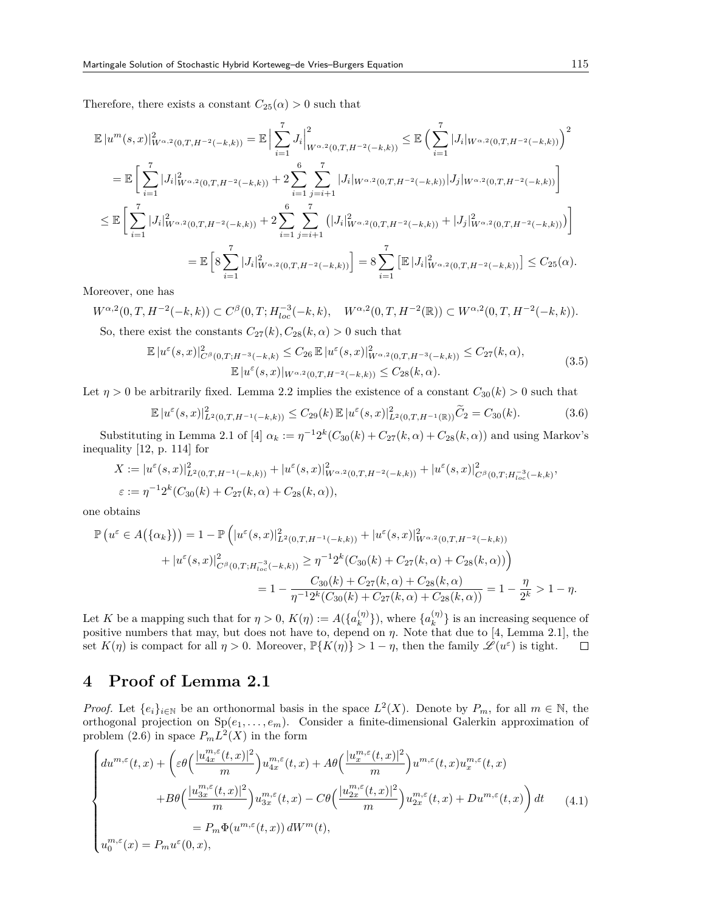Therefore, there exists a constant $C_{25}(\alpha) > 0$ such that

$$
\begin{aligned}
\mathbb{E}\,|u^m(s,x)|^2_{W^{\alpha,2}(0,T,H^{-2}(-k,k))} &= \mathbb{E}\Big|\sum_{i=1}^{7} J_i\Big|^2_{W^{\alpha,2}(0,T,H^{-2}(-k,k))} \le \mathbb{E}\Big(\sum_{i=1}^{7}|J_i|_{W^{\alpha,2}(0,T,H^{-2}(-k,k))}\Big)^2 \\
&= \mathbb{E}\Big[\sum_{i=1}^{7}|J_i|^2_{W^{\alpha,2}(0,T,H^{-2}(-k,k))} + 2\sum_{i=1}^{6}\sum_{j=i+1}^{7}|J_i|_{W^{\alpha,2}(0,T,H^{-2}(-k,k))}|J_j|_{W^{\alpha,2}(0,T,H^{-2}(-k,k))}\Big] \\
&\le \mathbb{E}\Big[\sum_{i=1}^{7}|J_i|^2_{W^{\alpha,2}(0,T,H^{-2}(-k,k))} + 2\sum_{i=1}^{6}\sum_{j=i+1}^{7}\big(|J_i|^2_{W^{\alpha,2}(0,T,H^{-2}(-k,k))} + |J_j|^2_{W^{\alpha,2}(0,T,H^{-2}(-k,k))}\big)\Big] \\
&= \mathbb{E}\Big[8\sum_{i=1}^{7}|J_i|^2_{W^{\alpha,2}(0,T,H^{-2}(-k,k))}\Big] = 8\sum_{i=1}^{7}\big[\mathbb{E}\,|J_i|^2_{W^{\alpha,2}(0,T,H^{-2}(-k,k))}\big] \le C_{25}(\alpha).
\end{aligned}
$$

Moreover, one has

$$
W^{\alpha,2}(0,T,H^{-2}(-k,k)) \subset C^{\beta}(0,T;H^{-3}_{loc}(-k,k), \quad W^{\alpha,2}(0,T,H^{-2}(\mathbb{R})) \subset W^{\alpha,2}(0,T,H^{-2}(-k,k)).
$$

So, there exist the constants $C_{27}(k), C_{28}(k,\alpha) > 0$ such that

$$
\begin{aligned}
\mathbb{E}\,|u^{\varepsilon}(s,x)|^2_{C^{\beta}(0,T;H^{-3}(-k,k)} \le C_{26}\,\mathbb{E}\,|u^{\varepsilon}(s,x)|^2_{W^{\alpha,2}(0,T,H^{-3}(-k,k))} \le C_{27}(k,\alpha), \\
\mathbb{E}\,|u^{\varepsilon}(s,x)|_{W^{\alpha,2}(0,T,H^{-2}(-k,k))} \le C_{28}(k,\alpha).
\end{aligned} \tag{3.5}
$$

Let $\eta > 0$ be arbitrarily fixed. Lemma 2.2 implies the existence of a constant $C_{30}(k) > 0$ such that

$$
\mathbb{E}\,|u^{\varepsilon}(s,x)|^2_{L^2(0,T,H^{-1}(-k,k))} \le C_{29}(k)\,\mathbb{E}\,|u^{\varepsilon}(s,x)|^2_{L^2(0,T,H^{-1}(\mathbb{R}))}\widetilde{C}_2 = C_{30}(k). \tag{3.6}
$$

Substituting in Lemma 2.1 of [4] $\alpha_k := \eta^{-1}2^k(C_{30}(k) + C_{27}(k,\alpha) + C_{28}(k,\alpha))$ and using Markov's inequality [12, p. 114] for

$$
\begin{aligned}
&X := |u^{\varepsilon}(s,x)|^2_{L^2(0,T,H^{-1}(-k,k))} + |u^{\varepsilon}(s,x)|^2_{W^{\alpha,2}(0,T,H^{-2}(-k,k))} + |u^{\varepsilon}(s,x)|^2_{C^{\beta}(0,T;H^{-3}_{loc}(-k,k)}, \\
&\varepsilon := \eta^{-1}2^k(C_{30}(k) + C_{27}(k,\alpha) + C_{28}(k,\alpha)),
\end{aligned}
$$

one obtains

$$
\begin{aligned}
\mathbb{P}\big(u^{\varepsilon} \in A(\{\alpha_k\})\big) = 1 - \mathbb{P}\Big(&|u^{\varepsilon}(s,x)|^2_{L^2(0,T,H^{-1}(-k,k))} + |u^{\varepsilon}(s,x)|^2_{W^{\alpha,2}(0,T,H^{-2}(-k,k))} \\
&+ |u^{\varepsilon}(s,x)|^2_{C^{\beta}(0,T;H^{-3}_{loc}(-k,k))} \ge \eta^{-1}2^k(C_{30}(k) + C_{27}(k,\alpha) + C_{28}(k,\alpha))\Big) \\
&= 1 - \frac{C_{30}(k) + C_{27}(k,\alpha) + C_{28}(k,\alpha)}{\eta^{-1}2^k(C_{30}(k) + C_{27}(k,\alpha) + C_{28}(k,\alpha))} = 1 - \frac{\eta}{2^k} > 1 - \eta.
\end{aligned}
$$

Let $K$ be a mapping such that for $\eta > 0$, $K(\eta) := A(\{a_k^{(\eta)}\})$, where $\{a_k^{(\eta)}\}$ is an increasing sequence of positive numbers that may, but does not have to, depend on $\eta$. Note that due to [4, Lemma 2.1], the set $K(\eta)$ is compact for all $\eta > 0$. Moreover, $\mathbb{P}\{K(\eta)\} > 1 - \eta$, then the family $\mathscr{L}(u^{\varepsilon})$ is tight. ☐

## 4 Proof of Lemma 2.1

*Proof.* Let $\{e_i\}_{i\in\mathbb{N}}$ be an orthonormal basis in the space $L^2(X)$. Denote by $P_m$, for all $m \in \mathbb{N}$, the orthogonal projection on $\mathrm{Sp}(e_1,\dots,e_m)$. Consider a finite-dimensional Galerkin approximation of problem (2.6) in space $P_mL^2(X)$ in the form

$$
\begin{cases}
du^{m,\varepsilon}(t,x) + \Big(\varepsilon\theta\Big(\dfrac{|u^{m,\varepsilon}_{4x}(t,x)|^2}{m}\Big)u^{m,\varepsilon}_{4x}(t,x) + A\theta\Big(\dfrac{|u^{m,\varepsilon}_{x}(t,x)|^2}{m}\Big)u^{m,\varepsilon}(t,x)u^{m,\varepsilon}_{x}(t,x) \\
\qquad + B\theta\Big(\dfrac{|u^{m,\varepsilon}_{3x}(t,x)|^2}{m}\Big)u^{m,\varepsilon}_{3x}(t,x) - C\theta\Big(\dfrac{|u^{m,\varepsilon}_{2x}(t,x)|^2}{m}\Big)u^{m,\varepsilon}_{2x}(t,x) + Du^{m,\varepsilon}(t,x)\Big)\,dt \\
\qquad\qquad = P_m\Phi(u^{m,\varepsilon}(t,x))\,dW^m(t), \\
u^{m,\varepsilon}_0(x) = P_mu^{\varepsilon}(0,x),
\end{cases} \tag{4.1}
$$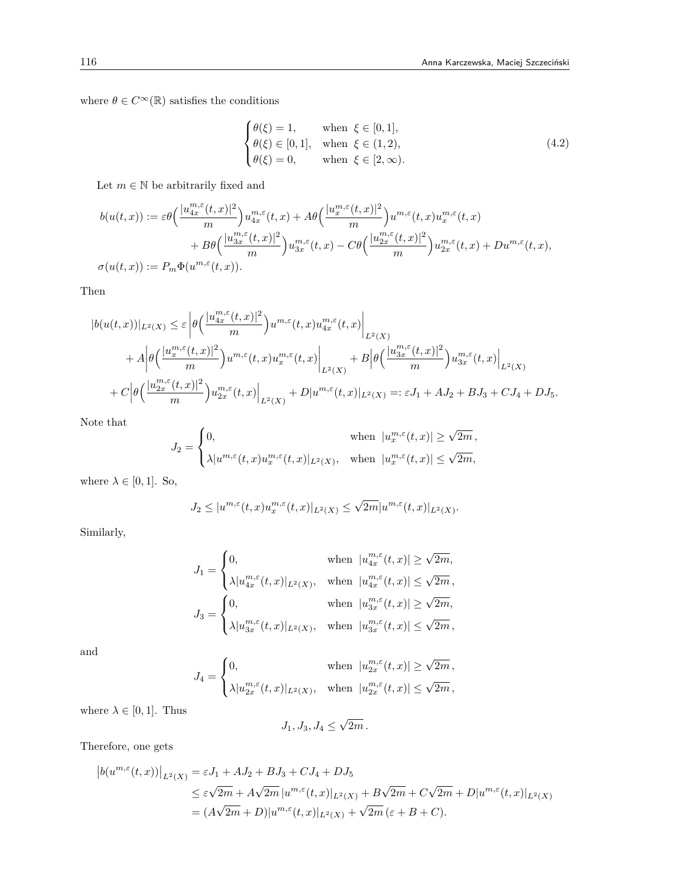where $\theta \in C^\infty(\mathbb{R})$ satisfies the conditions

$$
\begin{cases}
\theta(\xi) = 1, & \text{when } \xi \in [0,1], \\
\theta(\xi) \in [0,1], & \text{when } \xi \in (1,2), \\
\theta(\xi) = 0, & \text{when } \xi \in [2,\infty).
\end{cases}
\tag{4.2}
$$

Let $m \in \mathbb{N}$ be arbitrarily fixed and

$$
\begin{aligned}
b(u(t,x)) :=& \, \varepsilon \theta\Big(\frac{|u_{4x}^{m,\varepsilon}(t,x)|^2}{m}\Big) u_{4x}^{m,\varepsilon}(t,x) + A\theta\Big(\frac{|u_{x}^{m,\varepsilon}(t,x)|^2}{m}\Big) u^{m,\varepsilon}(t,x) u_{x}^{m,\varepsilon}(t,x) \\
&+ B\theta\Big(\frac{|u_{3x}^{m,\varepsilon}(t,x)|^2}{m}\Big) u_{3x}^{m,\varepsilon}(t,x) - C\theta\Big(\frac{|u_{2x}^{m,\varepsilon}(t,x)|^2}{m}\Big) u_{2x}^{m,\varepsilon}(t,x) + Du^{m,\varepsilon}(t,x), \\
\sigma(u(t,x)) :=& \, P_m \Phi(u^{m,\varepsilon}(t,x)).
\end{aligned}
$$

Then

$$
\begin{aligned}
|b(u(t,x))|_{L^2(X)} \leq& \, \varepsilon \left| \theta\Big(\frac{|u_{4x}^{m,\varepsilon}(t,x)|^2}{m}\Big) u^{m,\varepsilon}(t,x) u_{4x}^{m,\varepsilon}(t,x) \right|_{L^2(X)} \\
&+ A \left| \theta\Big(\frac{|u_{x}^{m,\varepsilon}(t,x)|^2}{m}\Big) u^{m,\varepsilon}(t,x) u_{x}^{m,\varepsilon}(t,x) \right|_{L^2(X)} + B \left| \theta\Big(\frac{|u_{3x}^{m,\varepsilon}(t,x)|^2}{m}\Big) u_{3x}^{m,\varepsilon}(t,x) \right|_{L^2(X)} \\
&+ C \left| \theta\Big(\frac{|u_{2x}^{m,\varepsilon}(t,x)|^2}{m}\Big) u_{2x}^{m,\varepsilon}(t,x) \right|_{L^2(X)} + D|u^{m,\varepsilon}(t,x)|_{L^2(X)} =: \varepsilon J_1 + AJ_2 + BJ_3 + CJ_4 + DJ_5.
\end{aligned}
$$

Note that

$$
J_2 = \begin{cases}
0, & \text{when } |u_x^{m,\varepsilon}(t,x)| \geq \sqrt{2m}\,, \\
\lambda |u^{m,\varepsilon}(t,x) u_x^{m,\varepsilon}(t,x)|_{L^2(X)}, & \text{when } |u_x^{m,\varepsilon}(t,x)| \leq \sqrt{2m},
\end{cases}
$$

where $\lambda \in [0,1]$. So,

$$
J_2 \leq |u^{m,\varepsilon}(t,x) u_x^{m,\varepsilon}(t,x)|_{L^2(X)} \leq \sqrt{2m} |u^{m,\varepsilon}(t,x)|_{L^2(X)}.
$$

Similarly,

$$
J_1 = \begin{cases}
0, & \text{when } |u_{4x}^{m,\varepsilon}(t,x)| \geq \sqrt{2m}, \\
\lambda |u_{4x}^{m,\varepsilon}(t,x)|_{L^2(X)}, & \text{when } |u_{4x}^{m,\varepsilon}(t,x)| \leq \sqrt{2m}\,,
\end{cases}
$$

$$
J_3 = \begin{cases}
0, & \text{when } |u_{3x}^{m,\varepsilon}(t,x)| \geq \sqrt{2m}, \\
\lambda |u_{3x}^{m,\varepsilon}(t,x)|_{L^2(X)}, & \text{when } |u_{3x}^{m,\varepsilon}(t,x)| \leq \sqrt{2m}\,,
\end{cases}
$$

and

$$
J_4 = \begin{cases}
0, & \text{when } |u_{2x}^{m,\varepsilon}(t,x)| \geq \sqrt{2m}\,, \\
\lambda |u_{2x}^{m,\varepsilon}(t,x)|_{L^2(X)}, & \text{when } |u_{2x}^{m,\varepsilon}(t,x)| \leq \sqrt{2m}\,,
\end{cases}
$$

where $\lambda \in [0,1]$. Thus

$$
J_1, J_3, J_4 \leq \sqrt{2m}\,.
$$

Therefore, one gets

$$
\begin{aligned}
\big| b(u^{m,\varepsilon}(t,x)) \big|_{L^2(X)} &= \varepsilon J_1 + AJ_2 + BJ_3 + CJ_4 + DJ_5 \\
&\leq \varepsilon \sqrt{2m} + A\sqrt{2m}\, |u^{m,\varepsilon}(t,x)|_{L^2(X)} + B\sqrt{2m} + C\sqrt{2m} + D|u^{m,\varepsilon}(t,x)|_{L^2(X)} \\
&= (A\sqrt{2m} + D)|u^{m,\varepsilon}(t,x)|_{L^2(X)} + \sqrt{2m}\,(\varepsilon + B + C).
\end{aligned}
$$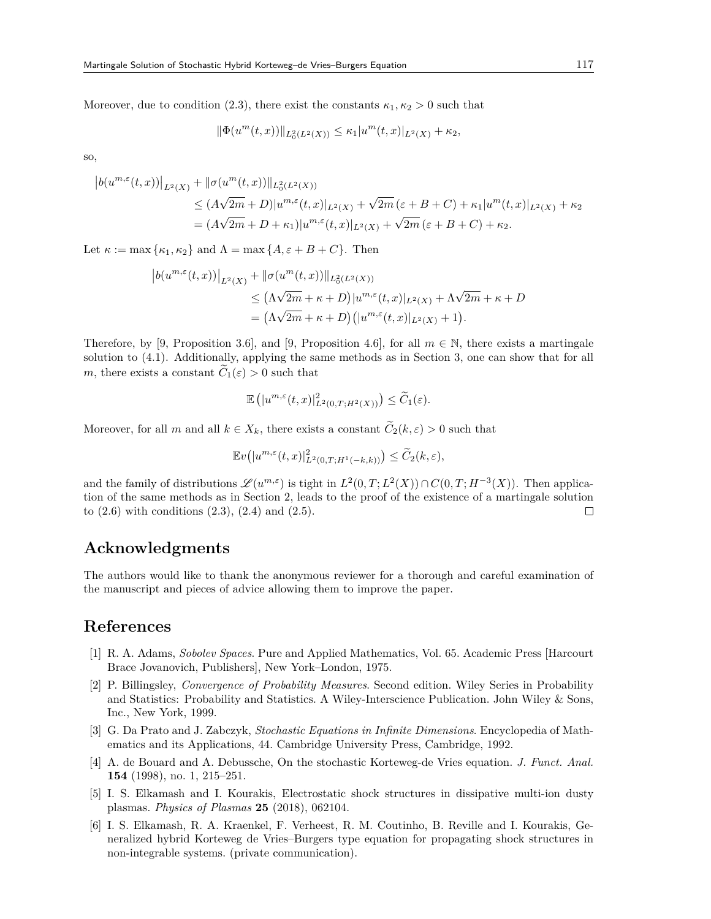Moreover, due to condition (2.3), there exist the constants $\kappa_1, \kappa_2 > 0$ such that

$$\|\Phi(u^m(t,x))\|_{L_0^2(L^2(X))} \le \kappa_1 |u^m(t,x)|_{L^2(X)} + \kappa_2,$$

so,

$$\begin{aligned}
\big|b(u^{m,\varepsilon}(t,x))\big|_{L^2(X)} &+ \|\sigma(u^m(t,x))\|_{L_0^2(L^2(X))} \\
&\le (A\sqrt{2m} + D)|u^{m,\varepsilon}(t,x)|_{L^2(X)} + \sqrt{2m}\,(\varepsilon + B + C) + \kappa_1 |u^m(t,x)|_{L^2(X)} + \kappa_2 \\
&= (A\sqrt{2m} + D + \kappa_1)|u^{m,\varepsilon}(t,x)|_{L^2(X)} + \sqrt{2m}\,(\varepsilon + B + C) + \kappa_2.
\end{aligned}$$

Let $\kappa := \max\{\kappa_1, \kappa_2\}$ and $\Lambda = \max\{A, \varepsilon + B + C\}$. Then

$$\begin{aligned}
\big|b(u^{m,\varepsilon}(t,x))\big|_{L^2(X)} &+ \|\sigma(u^m(t,x))\|_{L_0^2(L^2(X))} \\
&\le \big(\Lambda\sqrt{2m} + \kappa + D\big)|u^{m,\varepsilon}(t,x)|_{L^2(X)} + \Lambda\sqrt{2m} + \kappa + D \\
&= \big(\Lambda\sqrt{2m} + \kappa + D\big)\big(|u^{m,\varepsilon}(t,x)|_{L^2(X)} + 1\big).
\end{aligned}$$

Therefore, by [9, Proposition 3.6], and [9, Proposition 4.6], for all $m \in \mathbb{N}$, there exists a martingale solution to (4.1). Additionally, applying the same methods as in Section 3, one can show that for all $m$, there exists a constant $\widetilde{C}_1(\varepsilon) > 0$ such that

$$\mathbb{E}\left(|u^{m,\varepsilon}(t,x)|^2_{L^2(0,T;H^2(X))}\right) \le \widetilde{C}_1(\varepsilon).$$

Moreover, for all $m$ and all $k \in X_k$, there exists a constant $\widetilde{C}_2(k,\varepsilon) > 0$ such that

$$\mathbb{E}v\big(|u^{m,\varepsilon}(t,x)|^2_{L^2(0,T;H^1(-k,k))}\big) \le \widetilde{C}_2(k,\varepsilon),$$

and the family of distributions $\mathscr{L}(u^{m,\varepsilon})$ is tight in $L^2(0,T;L^2(X)) \cap C(0,T;H^{-3}(X))$. Then application of the same methods as in Section 2, leads to the proof of the existence of a martingale solution to (2.6) with conditions (2.3), (2.4) and (2.5). $\square$

## Acknowledgments

The authors would like to thank the anonymous reviewer for a thorough and careful examination of the manuscript and pieces of advice allowing them to improve the paper.

## References

[1] R. A. Adams, *Sobolev Spaces*. Pure and Applied Mathematics, Vol. 65. Academic Press [Harcourt Brace Jovanovich, Publishers], New York–London, 1975.

[2] P. Billingsley, *Convergence of Probability Measures*. Second edition. Wiley Series in Probability and Statistics: Probability and Statistics. A Wiley-Interscience Publication. John Wiley & Sons, Inc., New York, 1999.

[3] G. Da Prato and J. Zabczyk, *Stochastic Equations in Infinite Dimensions*. Encyclopedia of Mathematics and its Applications, 44. Cambridge University Press, Cambridge, 1992.

[4] A. de Bouard and A. Debussche, On the stochastic Korteweg-de Vries equation. *J. Funct. Anal.* **154** (1998), no. 1, 215–251.

[5] I. S. Elkamash and I. Kourakis, Electrostatic shock structures in dissipative multi-ion dusty plasmas. *Physics of Plasmas* **25** (2018), 062104.

[6] I. S. Elkamash, R. A. Kraenkel, F. Verheest, R. M. Coutinho, B. Reville and I. Kourakis, Generalized hybrid Korteweg de Vries–Burgers type equation for propagating shock structures in non-integrable systems. (private communication).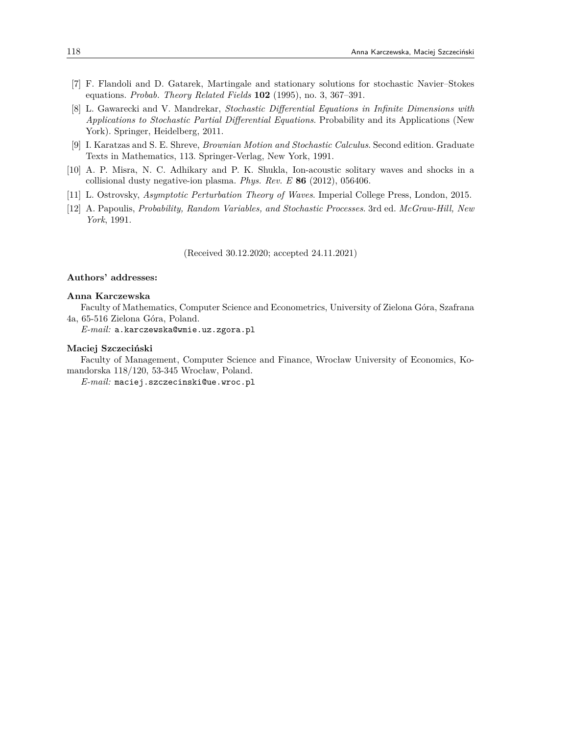[7] F. Flandoli and D. Gatarek, Martingale and stationary solutions for stochastic Navier–Stokes equations. *Probab. Theory Related Fields* **102** (1995), no. 3, 367–391.

[8] L. Gawarecki and V. Mandrekar, *Stochastic Differential Equations in Infinite Dimensions with Applications to Stochastic Partial Differential Equations*. Probability and its Applications (New York). Springer, Heidelberg, 2011.

[9] I. Karatzas and S. E. Shreve, *Brownian Motion and Stochastic Calculus*. Second edition. Graduate Texts in Mathematics, 113. Springer-Verlag, New York, 1991.

[10] A. P. Misra, N. C. Adhikary and P. K. Shukla, Ion-acoustic solitary waves and shocks in a collisional dusty negative-ion plasma. *Phys. Rev. E* **86** (2012), 056406.

[11] L. Ostrovsky, *Asymptotic Perturbation Theory of Waves*. Imperial College Press, London, 2015.

[12] A. Papoulis, *Probability, Random Variables, and Stochastic Processes*. 3rd ed. *McGraw-Hill, New York*, 1991.

(Received 30.12.2020; accepted 24.11.2021)

**Authors' addresses:**

**Anna Karczewska**

Faculty of Mathematics, Computer Science and Econometrics, University of Zielona Góra, Szafrana 4a, 65-516 Zielona Góra, Poland.

*E-mail:* a.karczewska@wmie.uz.zgora.pl

**Maciej Szczeciński**

Faculty of Management, Computer Science and Finance, Wrocław University of Economics, Komandorska 118/120, 53-345 Wrocław, Poland.

*E-mail:* maciej.szczecinski@ue.wroc.pl